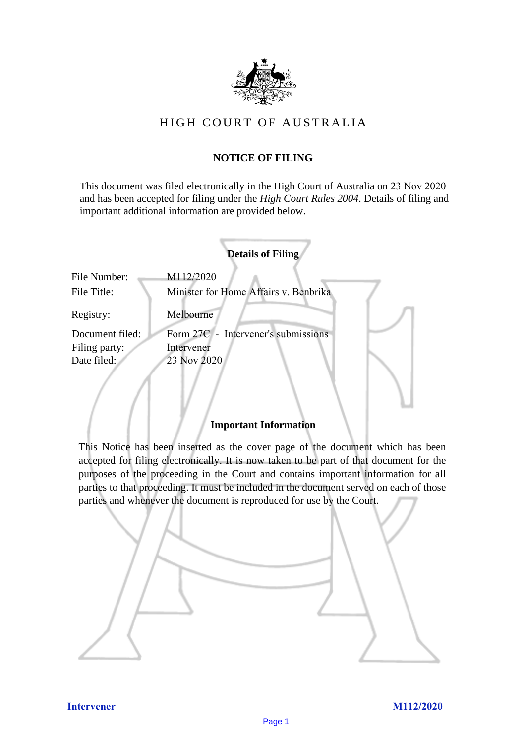# HIGH COURT OF AUSTRALIA

## NOTICE OF FILING

This document was filed electronically in the High Court of Australia on 23 Nov 2020 and has been accepted for filing under the *High Court Rules 2004*. Details of filing and important additional information are provided below.

### Details of Filing

| | |
|---|---|
| File Number: | M112/2020 |
| File Title: | Minister for Home Affairs v. Benbrika |
| Registry: | Melbourne |
| Document filed: | Form 27C - Intervener's submissions |
| Filing party: | Intervener |
| Date filed: | 23 Nov 2020 |

### Important Information

This Notice has been inserted as the cover page of the document which has been accepted for filing electronically. It is now taken to be part of that document for the purposes of the proceeding in the Court and contains important information for all parties to that proceeding. It must be included in the document served on each of those parties and whenever the document is reproduced for use by the Court.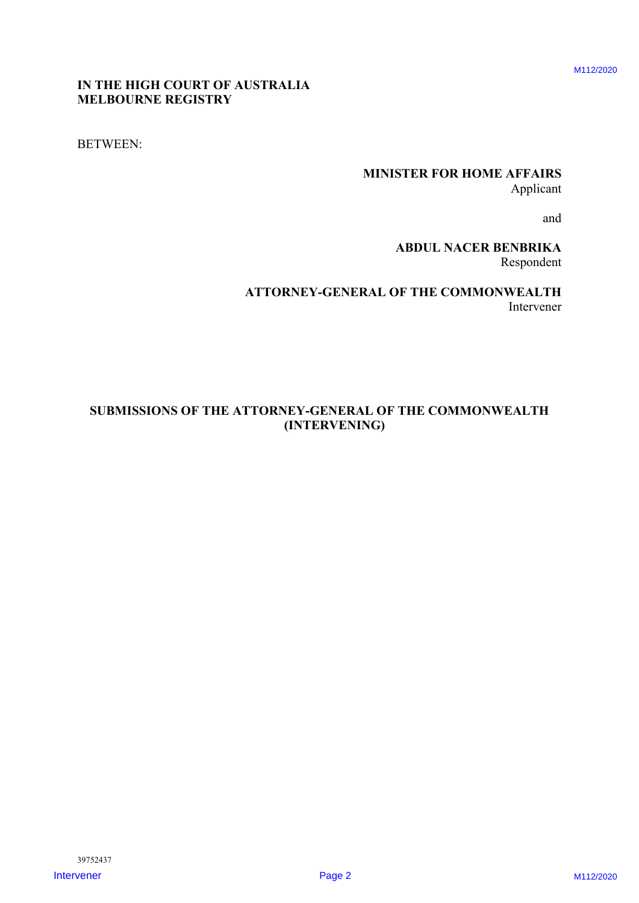**IN THE HIGH COURT OF AUSTRALIA**
**MELBOURNE REGISTRY**

BETWEEN:

**MINISTER FOR HOME AFFAIRS**
Applicant

and

**ABDUL NACER BENBRIKA**
Respondent

**ATTORNEY-GENERAL OF THE COMMONWEALTH**
Intervener

**SUBMISSIONS OF THE ATTORNEY-GENERAL OF THE COMMONWEALTH (INTERVENING)**

39752437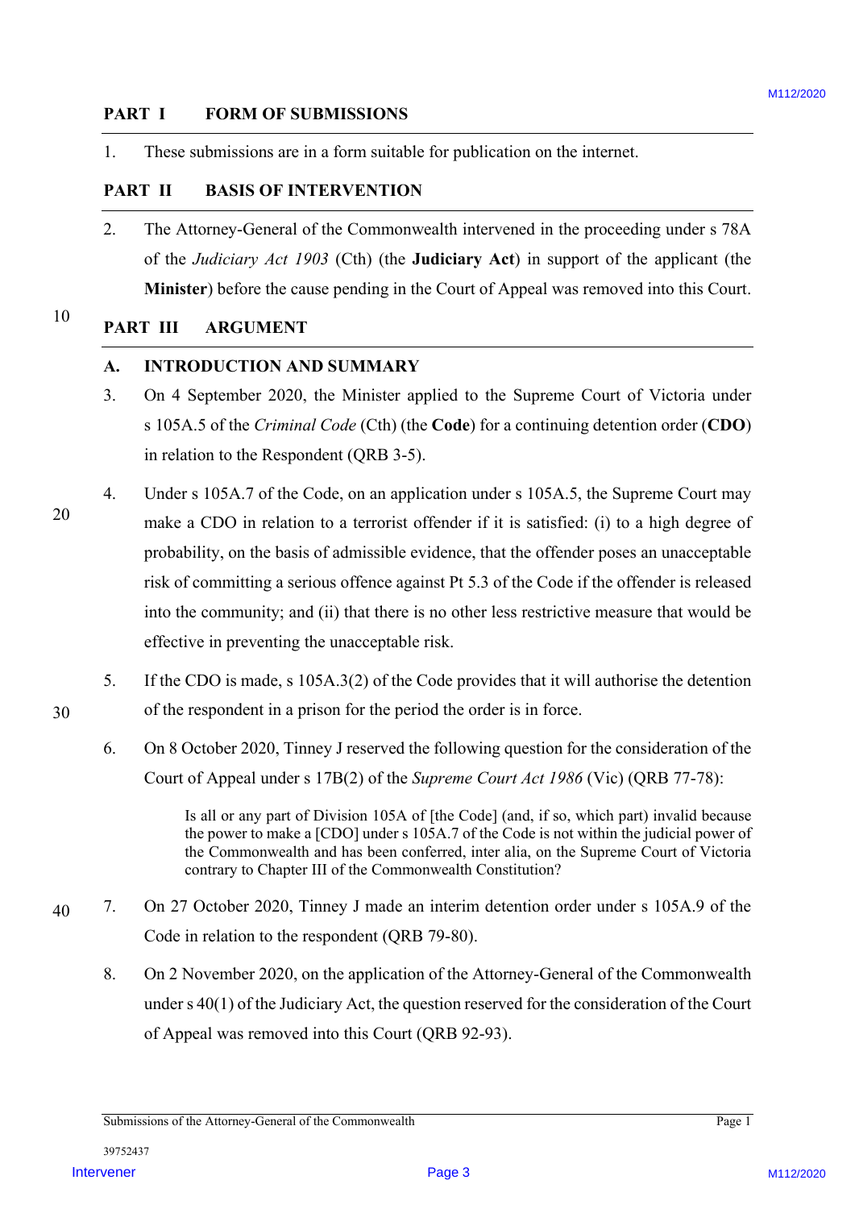## PART I FORM OF SUBMISSIONS

1. These submissions are in a form suitable for publication on the internet.

## PART II BASIS OF INTERVENTION

2. The Attorney-General of the Commonwealth intervened in the proceeding under s 78A of the *Judiciary Act 1903* (Cth) (the **Judiciary Act**) in support of the applicant (the **Minister**) before the cause pending in the Court of Appeal was removed into this Court.

## PART III ARGUMENT

### A. INTRODUCTION AND SUMMARY

3. On 4 September 2020, the Minister applied to the Supreme Court of Victoria under s 105A.5 of the *Criminal Code* (Cth) (the **Code**) for a continuing detention order (**CDO**) in relation to the Respondent (QRB 3-5).

4. Under s 105A.7 of the Code, on an application under s 105A.5, the Supreme Court may make a CDO in relation to a terrorist offender if it is satisfied: (i) to a high degree of probability, on the basis of admissible evidence, that the offender poses an unacceptable risk of committing a serious offence against Pt 5.3 of the Code if the offender is released into the community; and (ii) that there is no other less restrictive measure that would be effective in preventing the unacceptable risk.

5. If the CDO is made, s 105A.3(2) of the Code provides that it will authorise the detention of the respondent in a prison for the period the order is in force.

6. On 8 October 2020, Tinney J reserved the following question for the consideration of the Court of Appeal under s 17B(2) of the *Supreme Court Act 1986* (Vic) (QRB 77-78):

> Is all or any part of Division 105A of [the Code] (and, if so, which part) invalid because the power to make a [CDO] under s 105A.7 of the Code is not within the judicial power of the Commonwealth and has been conferred, inter alia, on the Supreme Court of Victoria contrary to Chapter III of the Commonwealth Constitution?

7. On 27 October 2020, Tinney J made an interim detention order under s 105A.9 of the Code in relation to the respondent (QRB 79-80).

8. On 2 November 2020, on the application of the Attorney-General of the Commonwealth under s 40(1) of the Judiciary Act, the question reserved for the consideration of the Court of Appeal was removed into this Court (QRB 92-93).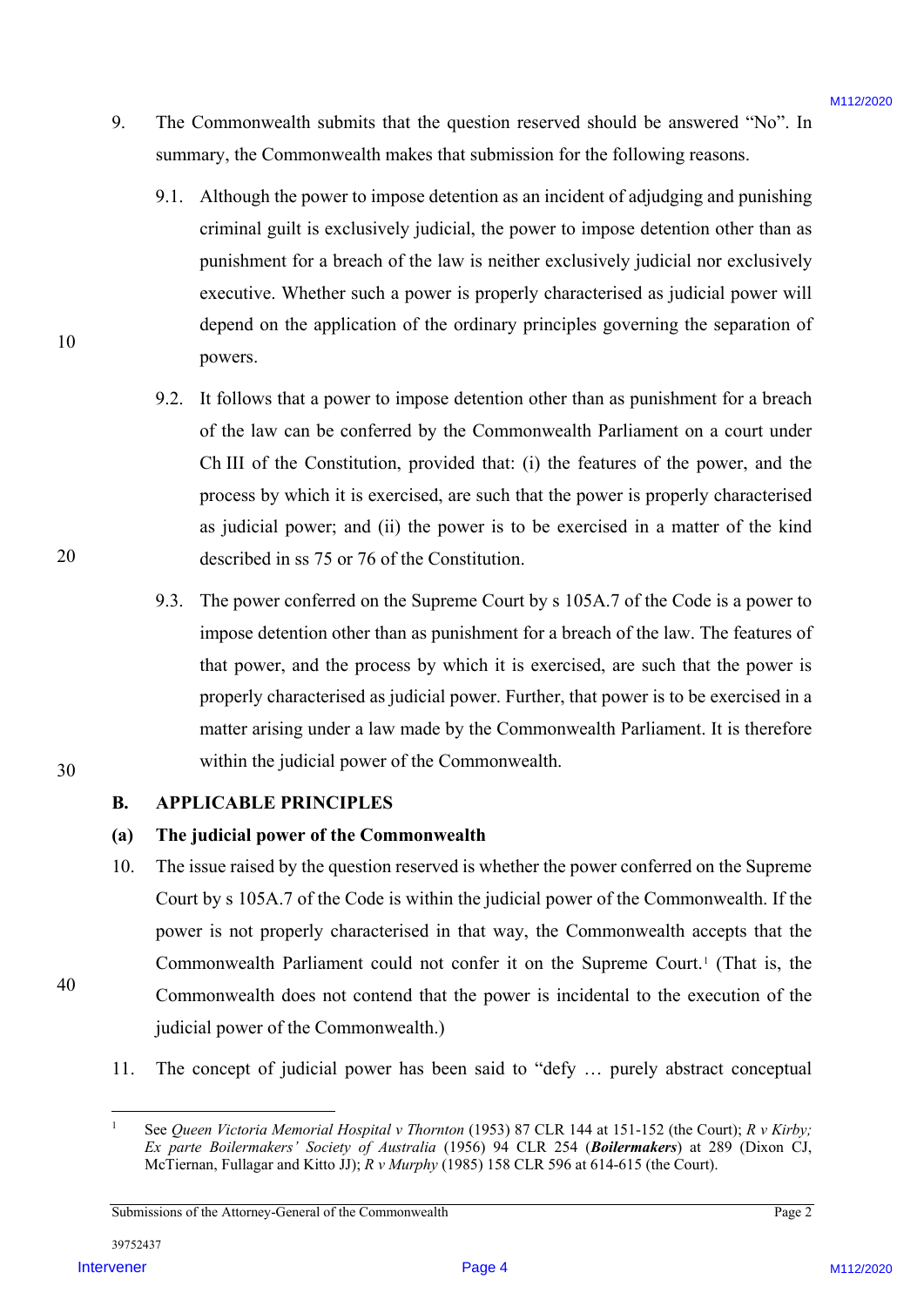9. The Commonwealth submits that the question reserved should be answered "No". In summary, the Commonwealth makes that submission for the following reasons.

   9.1. Although the power to impose detention as an incident of adjudging and punishing criminal guilt is exclusively judicial, the power to impose detention other than as punishment for a breach of the law is neither exclusively judicial nor exclusively executive. Whether such a power is properly characterised as judicial power will depend on the application of the ordinary principles governing the separation of powers.

   9.2. It follows that a power to impose detention other than as punishment for a breach of the law can be conferred by the Commonwealth Parliament on a court under Ch III of the Constitution, provided that: (i) the features of the power, and the process by which it is exercised, are such that the power is properly characterised as judicial power; and (ii) the power is to be exercised in a matter of the kind described in ss 75 or 76 of the Constitution.

   9.3. The power conferred on the Supreme Court by s 105A.7 of the Code is a power to impose detention other than as punishment for a breach of the law. The features of that power, and the process by which it is exercised, are such that the power is properly characterised as judicial power. Further, that power is to be exercised in a matter arising under a law made by the Commonwealth Parliament. It is therefore within the judicial power of the Commonwealth.

## B. APPLICABLE PRINCIPLES

### (a) The judicial power of the Commonwealth

10. The issue raised by the question reserved is whether the power conferred on the Supreme Court by s 105A.7 of the Code is within the judicial power of the Commonwealth. If the power is not properly characterised in that way, the Commonwealth accepts that the Commonwealth Parliament could not confer it on the Supreme Court.[1] (That is, the Commonwealth does not contend that the power is incidental to the execution of the judicial power of the Commonwealth.)

11. The concept of judicial power has been said to "defy … purely abstract conceptual

---

[1] See *Queen Victoria Memorial Hospital v Thornton* (1953) 87 CLR 144 at 151-152 (the Court); *R v Kirby; Ex parte Boilermakers' Society of Australia* (1956) 94 CLR 254 (***Boilermakers***) at 289 (Dixon CJ, McTiernan, Fullagar and Kitto JJ); *R v Murphy* (1985) 158 CLR 596 at 614-615 (the Court).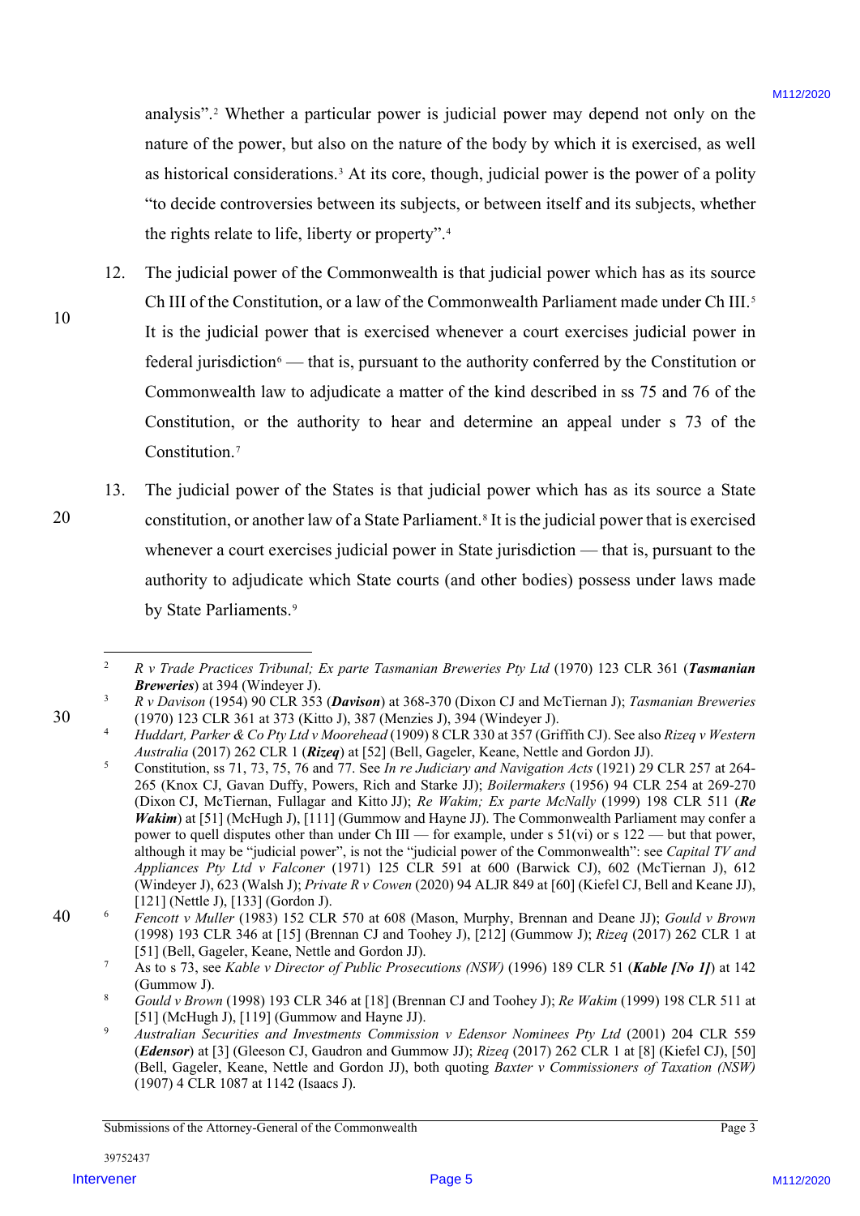analysis".[2] Whether a particular power is judicial power may depend not only on the nature of the power, but also on the nature of the body by which it is exercised, as well as historical considerations.[3] At its core, though, judicial power is the power of a polity "to decide controversies between its subjects, or between itself and its subjects, whether the rights relate to life, liberty or property".[4]

12. The judicial power of the Commonwealth is that judicial power which has as its source Ch III of the Constitution, or a law of the Commonwealth Parliament made under Ch III.[5] It is the judicial power that is exercised whenever a court exercises judicial power in federal jurisdiction[6] — that is, pursuant to the authority conferred by the Constitution or Commonwealth law to adjudicate a matter of the kind described in ss 75 and 76 of the Constitution, or the authority to hear and determine an appeal under s 73 of the Constitution.[7]

13. The judicial power of the States is that judicial power which has as its source a State constitution, or another law of a State Parliament.[8] It is the judicial power that is exercised whenever a court exercises judicial power in State jurisdiction — that is, pursuant to the authority to adjudicate which State courts (and other bodies) possess under laws made by State Parliaments.[9]

---

[2] *R v Trade Practices Tribunal; Ex parte Tasmanian Breweries Pty Ltd* (1970) 123 CLR 361 (***Tasmanian Breweries***) at 394 (Windeyer J).

[3] *R v Davison* (1954) 90 CLR 353 (***Davison***) at 368-370 (Dixon CJ and McTiernan J); *Tasmanian Breweries* (1970) 123 CLR 361 at 373 (Kitto J), 387 (Menzies J), 394 (Windeyer J).

[4] *Huddart, Parker & Co Pty Ltd v Moorehead* (1909) 8 CLR 330 at 357 (Griffith CJ). See also *Rizeq v Western Australia* (2017) 262 CLR 1 (***Rizeq***) at [52] (Bell, Gageler, Keane, Nettle and Gordon JJ).

[5] Constitution, ss 71, 73, 75, 76 and 77. See *In re Judiciary and Navigation Acts* (1921) 29 CLR 257 at 264-265 (Knox CJ, Gavan Duffy, Powers, Rich and Starke JJ); *Boilermakers* (1956) 94 CLR 254 at 269-270 (Dixon CJ, McTiernan, Fullagar and Kitto JJ); *Re Wakim; Ex parte McNally* (1999) 198 CLR 511 (***Re Wakim***) at [51] (McHugh J), [111] (Gummow and Hayne JJ). The Commonwealth Parliament may confer a power to quell disputes other than under Ch III — for example, under s 51(vi) or s 122 — but that power, although it may be "judicial power", is not the "judicial power of the Commonwealth": see *Capital TV and Appliances Pty Ltd v Falconer* (1971) 125 CLR 591 at 600 (Barwick CJ), 602 (McTiernan J), 612 (Windeyer J), 623 (Walsh J); *Private R v Cowen* (2020) 94 ALJR 849 at [60] (Kiefel CJ, Bell and Keane JJ), [121] (Nettle J), [133] (Gordon J).

[6] *Fencott v Muller* (1983) 152 CLR 570 at 608 (Mason, Murphy, Brennan and Deane JJ); *Gould v Brown* (1998) 193 CLR 346 at [15] (Brennan CJ and Toohey J), [212] (Gummow J); *Rizeq* (2017) 262 CLR 1 at [51] (Bell, Gageler, Keane, Nettle and Gordon JJ).

[7] As to s 73, see *Kable v Director of Public Prosecutions (NSW)* (1996) 189 CLR 51 (***Kable [No 1]***) at 142 (Gummow J).

[8] *Gould v Brown* (1998) 193 CLR 346 at [18] (Brennan CJ and Toohey J); *Re Wakim* (1999) 198 CLR 511 at [51] (McHugh J), [119] (Gummow and Hayne JJ).

[9] *Australian Securities and Investments Commission v Edensor Nominees Pty Ltd* (2001) 204 CLR 559 (***Edensor***) at [3] (Gleeson CJ, Gaudron and Gummow JJ); *Rizeq* (2017) 262 CLR 1 at [8] (Kiefel CJ), [50] (Bell, Gageler, Keane, Nettle and Gordon JJ), both quoting *Baxter v Commissioners of Taxation (NSW)* (1907) 4 CLR 1087 at 1142 (Isaacs J).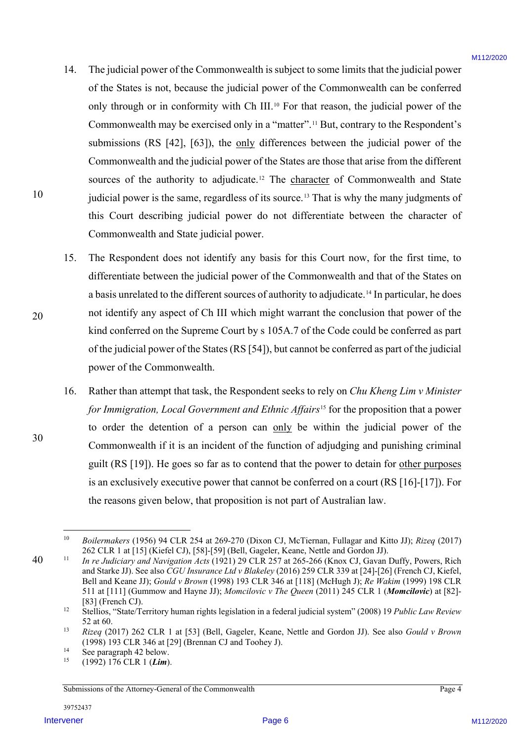14. The judicial power of the Commonwealth is subject to some limits that the judicial power of the States is not, because the judicial power of the Commonwealth can be conferred only through or in conformity with Ch III.[10] For that reason, the judicial power of the Commonwealth may be exercised only in a "matter".[11] But, contrary to the Respondent's submissions (RS [42], [63]), the <u>only</u> differences between the judicial power of the Commonwealth and the judicial power of the States are those that arise from the different sources of the authority to adjudicate.[12] The <u>character</u> of Commonwealth and State judicial power is the same, regardless of its source.[13] That is why the many judgments of this Court describing judicial power do not differentiate between the character of Commonwealth and State judicial power.

15. The Respondent does not identify any basis for this Court now, for the first time, to differentiate between the judicial power of the Commonwealth and that of the States on a basis unrelated to the different sources of authority to adjudicate.[14] In particular, he does not identify any aspect of Ch III which might warrant the conclusion that power of the kind conferred on the Supreme Court by s 105A.7 of the Code could be conferred as part of the judicial power of the States (RS [54]), but cannot be conferred as part of the judicial power of the Commonwealth.

16. Rather than attempt that task, the Respondent seeks to rely on *Chu Kheng Lim v Minister for Immigration, Local Government and Ethnic Affairs*[15] for the proposition that a power to order the detention of a person can <u>only</u> be within the judicial power of the Commonwealth if it is an incident of the function of adjudging and punishing criminal guilt (RS [19]). He goes so far as to contend that the power to detain for <u>other purposes</u> is an exclusively executive power that cannot be conferred on a court (RS [16]-[17]). For the reasons given below, that proposition is not part of Australian law.

---

[10] *Boilermakers* (1956) 94 CLR 254 at 269-270 (Dixon CJ, McTiernan, Fullagar and Kitto JJ); *Rizeq* (2017) 262 CLR 1 at [15] (Kiefel CJ), [58]-[59] (Bell, Gageler, Keane, Nettle and Gordon JJ).

[11] *In re Judiciary and Navigation Acts* (1921) 29 CLR 257 at 265-266 (Knox CJ, Gavan Duffy, Powers, Rich and Starke JJ). See also *CGU Insurance Ltd v Blakeley* (2016) 259 CLR 339 at [24]-[26] (French CJ, Kiefel, Bell and Keane JJ); *Gould v Brown* (1998) 193 CLR 346 at [118] (McHugh J); *Re Wakim* (1999) 198 CLR 511 at [111] (Gummow and Hayne JJ); *Momcilovic v The Queen* (2011) 245 CLR 1 (***Momcilovic***) at [82]-[83] (French CJ).

[12] Stellios, "State/Territory human rights legislation in a federal judicial system" (2008) 19 *Public Law Review* 52 at 60.

[13] *Rizeq* (2017) 262 CLR 1 at [53] (Bell, Gageler, Keane, Nettle and Gordon JJ). See also *Gould v Brown* (1998) 193 CLR 346 at [29] (Brennan CJ and Toohey J).

[14] See paragraph 42 below.

[15] (1992) 176 CLR 1 (***Lim***).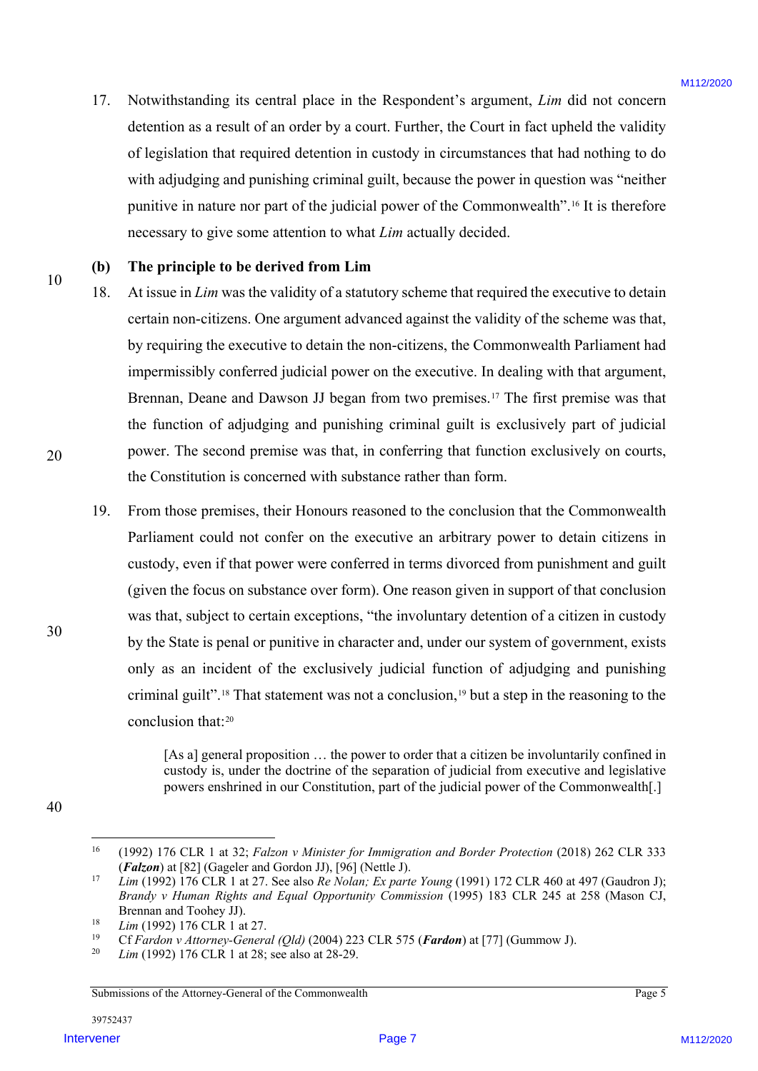17. Notwithstanding its central place in the Respondent's argument, *Lim* did not concern detention as a result of an order by a court. Further, the Court in fact upheld the validity of legislation that required detention in custody in circumstances that had nothing to do with adjudging and punishing criminal guilt, because the power in question was "neither punitive in nature nor part of the judicial power of the Commonwealth".[16] It is therefore necessary to give some attention to what *Lim* actually decided.

### (b) The principle to be derived from Lim

18. At issue in *Lim* was the validity of a statutory scheme that required the executive to detain certain non-citizens. One argument advanced against the validity of the scheme was that, by requiring the executive to detain the non-citizens, the Commonwealth Parliament had impermissibly conferred judicial power on the executive. In dealing with that argument, Brennan, Deane and Dawson JJ began from two premises.[17] The first premise was that the function of adjudging and punishing criminal guilt is exclusively part of judicial power. The second premise was that, in conferring that function exclusively on courts, the Constitution is concerned with substance rather than form.

19. From those premises, their Honours reasoned to the conclusion that the Commonwealth Parliament could not confer on the executive an arbitrary power to detain citizens in custody, even if that power were conferred in terms divorced from punishment and guilt (given the focus on substance over form). One reason given in support of that conclusion was that, subject to certain exceptions, "the involuntary detention of a citizen in custody by the State is penal or punitive in character and, under our system of government, exists only as an incident of the exclusively judicial function of adjudging and punishing criminal guilt".[18] That statement was not a conclusion,[19] but a step in the reasoning to the conclusion that:[20]

> [As a] general proposition … the power to order that a citizen be involuntarily confined in custody is, under the doctrine of the separation of judicial from executive and legislative powers enshrined in our Constitution, part of the judicial power of the Commonwealth[.]

---

[16] (1992) 176 CLR 1 at 32; *Falzon v Minister for Immigration and Border Protection* (2018) 262 CLR 333 (***Falzon***) at [82] (Gageler and Gordon JJ), [96] (Nettle J).

[17] *Lim* (1992) 176 CLR 1 at 27. See also *Re Nolan; Ex parte Young* (1991) 172 CLR 460 at 497 (Gaudron J); *Brandy v Human Rights and Equal Opportunity Commission* (1995) 183 CLR 245 at 258 (Mason CJ, Brennan and Toohey JJ).

[18] *Lim* (1992) 176 CLR 1 at 27.

[19] Cf *Fardon v Attorney-General (Qld)* (2004) 223 CLR 575 (***Fardon***) at [77] (Gummow J).

[20] *Lim* (1992) 176 CLR 1 at 28; see also at 28-29.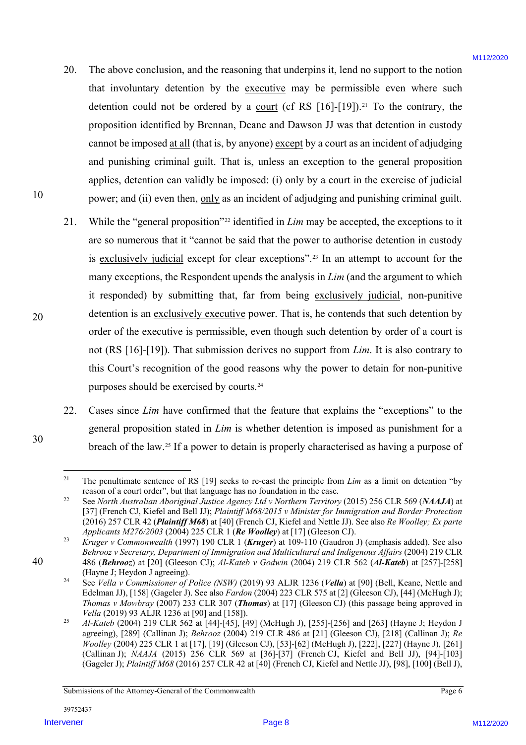20. The above conclusion, and the reasoning that underpins it, lend no support to the notion that involuntary detention by the <u>executive</u> may be permissible even where such detention could not be ordered by a <u>court</u> (cf RS [16]-[19]).[21] To the contrary, the proposition identified by Brennan, Deane and Dawson JJ was that detention in custody cannot be imposed <u>at all</u> (that is, by anyone) <u>except</u> by a court as an incident of adjudging and punishing criminal guilt. That is, unless an exception to the general proposition applies, detention can validly be imposed: (i) <u>only</u> by a court in the exercise of judicial power; and (ii) even then, <u>only</u> as an incident of adjudging and punishing criminal guilt.

21. While the "general proposition"[22] identified in *Lim* may be accepted, the exceptions to it are so numerous that it "cannot be said that the power to authorise detention in custody is <u>exclusively judicial</u> except for clear exceptions".[23] In an attempt to account for the many exceptions, the Respondent upends the analysis in *Lim* (and the argument to which it responded) by submitting that, far from being <u>exclusively judicial</u>, non-punitive detention is an <u>exclusively executive</u> power. That is, he contends that such detention by order of the executive is permissible, even though such detention by order of a court is not (RS [16]-[19]). That submission derives no support from *Lim*. It is also contrary to this Court's recognition of the good reasons why the power to detain for non-punitive purposes should be exercised by courts.[24]

22. Cases since *Lim* have confirmed that the feature that explains the "exceptions" to the general proposition stated in *Lim* is whether detention is imposed as punishment for a breach of the law.[25] If a power to detain is properly characterised as having a purpose of

---

[21] The penultimate sentence of RS [19] seeks to re-cast the principle from *Lim* as a limit on detention "by reason of a court order", but that language has no foundation in the case.

[22] See *North Australian Aboriginal Justice Agency Ltd v Northern Territory* (2015) 256 CLR 569 (***NAAJA***) at [37] (French CJ, Kiefel and Bell JJ); *Plaintiff M68/2015 v Minister for Immigration and Border Protection* (2016) 257 CLR 42 (***Plaintiff M68***) at [40] (French CJ, Kiefel and Nettle JJ). See also *Re Woolley; Ex parte Applicants M276/2003* (2004) 225 CLR 1 (***Re Woolley***) at [17] (Gleeson CJ).

[23] *Kruger v Commonwealth* (1997) 190 CLR 1 (***Kruger***) at 109-110 (Gaudron J) (emphasis added). See also *Behrooz v Secretary, Department of Immigration and Multicultural and Indigenous Affairs* (2004) 219 CLR 486 (***Behrooz***) at [20] (Gleeson CJ); *Al-Kateb v Godwin* (2004) 219 CLR 562 (***Al-Kateb***) at [257]-[258] (Hayne J; Heydon J agreeing).

[24] See *Vella v Commissioner of Police (NSW)* (2019) 93 ALJR 1236 (***Vella***) at [90] (Bell, Keane, Nettle and Edelman JJ), [158] (Gageler J). See also *Fardon* (2004) 223 CLR 575 at [2] (Gleeson CJ), [44] (McHugh J); *Thomas v Mowbray* (2007) 233 CLR 307 (***Thomas***) at [17] (Gleeson CJ) (this passage being approved in *Vella* (2019) 93 ALJR 1236 at [90] and [158]).

[25] *Al-Kateb* (2004) 219 CLR 562 at [44]-[45], [49] (McHugh J), [255]-[256] and [263] (Hayne J; Heydon J agreeing), [289] (Callinan J); *Behrooz* (2004) 219 CLR 486 at [21] (Gleeson CJ), [218] (Callinan J); *Re Woolley* (2004) 225 CLR 1 at [17], [19] (Gleeson CJ), [53]-[62] (McHugh J), [222], [227] (Hayne J), [261] (Callinan J); *NAAJA* (2015) 256 CLR 569 at [36]-[37] (French CJ, Kiefel and Bell JJ), [94]-[103] (Gageler J); *Plaintiff M68* (2016) 257 CLR 42 at [40] (French CJ, Kiefel and Nettle JJ), [98], [100] (Bell J),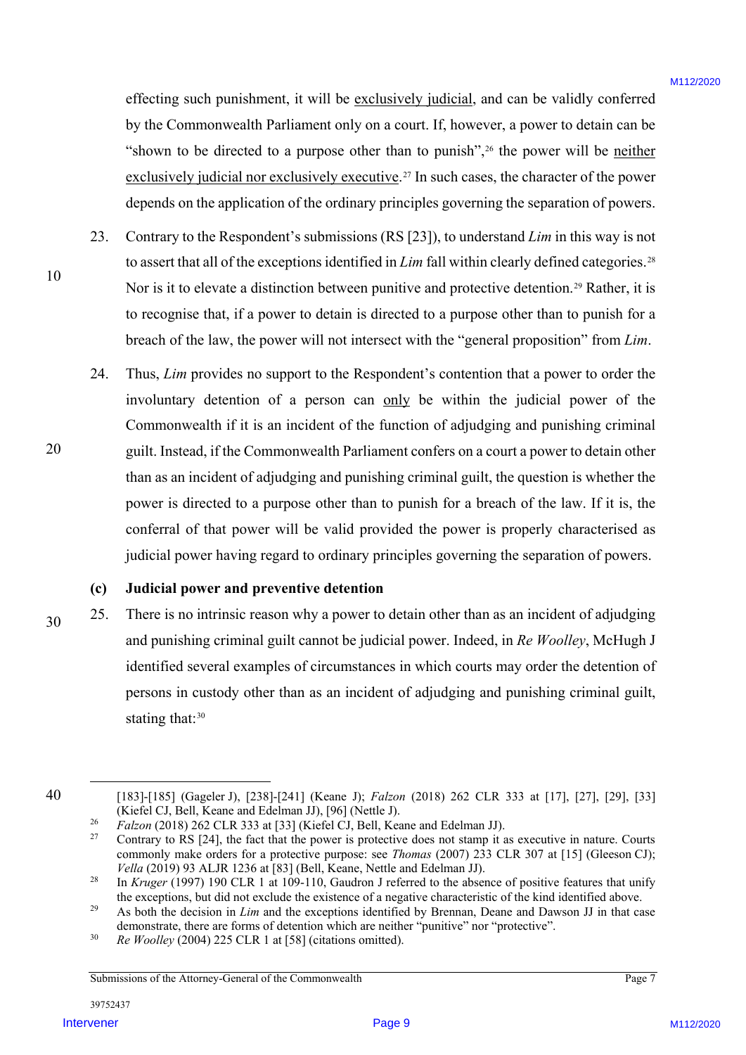effecting such punishment, it will be <u>exclusively judicial</u>, and can be validly conferred by the Commonwealth Parliament only on a court. If, however, a power to detain can be "shown to be directed to a purpose other than to punish",[26] the power will be <u>neither exclusively judicial nor exclusively executive</u>.[27] In such cases, the character of the power depends on the application of the ordinary principles governing the separation of powers.

23. Contrary to the Respondent's submissions (RS [23]), to understand *Lim* in this way is not to assert that all of the exceptions identified in *Lim* fall within clearly defined categories.[28] Nor is it to elevate a distinction between punitive and protective detention.[29] Rather, it is to recognise that, if a power to detain is directed to a purpose other than to punish for a breach of the law, the power will not intersect with the "general proposition" from *Lim*.

24. Thus, *Lim* provides no support to the Respondent's contention that a power to order the involuntary detention of a person can <u>only</u> be within the judicial power of the Commonwealth if it is an incident of the function of adjudging and punishing criminal guilt. Instead, if the Commonwealth Parliament confers on a court a power to detain other than as an incident of adjudging and punishing criminal guilt, the question is whether the power is directed to a purpose other than to punish for a breach of the law. If it is, the conferral of that power will be valid provided the power is properly characterised as judicial power having regard to ordinary principles governing the separation of powers.

### (c) Judicial power and preventive detention

25. There is no intrinsic reason why a power to detain other than as an incident of adjudging and punishing criminal guilt cannot be judicial power. Indeed, in *Re Woolley*, McHugh J identified several examples of circumstances in which courts may order the detention of persons in custody other than as an incident of adjudging and punishing criminal guilt, stating that:[30]

---

[183]-[185] (Gageler J), [238]-[241] (Keane J); *Falzon* (2018) 262 CLR 333 at [17], [27], [29], [33] (Kiefel CJ, Bell, Keane and Edelman JJ), [96] (Nettle J).

[26] *Falzon* (2018) 262 CLR 333 at [33] (Kiefel CJ, Bell, Keane and Edelman JJ).

[27] Contrary to RS [24], the fact that the power is protective does not stamp it as executive in nature. Courts commonly make orders for a protective purpose: see *Thomas* (2007) 233 CLR 307 at [15] (Gleeson CJ); *Vella* (2019) 93 ALJR 1236 at [83] (Bell, Keane, Nettle and Edelman JJ).

[28] In *Kruger* (1997) 190 CLR 1 at 109-110, Gaudron J referred to the absence of positive features that unify the exceptions, but did not exclude the existence of a negative characteristic of the kind identified above.

[29] As both the decision in *Lim* and the exceptions identified by Brennan, Deane and Dawson JJ in that case demonstrate, there are forms of detention which are neither "punitive" nor "protective".

[30] *Re Woolley* (2004) 225 CLR 1 at [58] (citations omitted).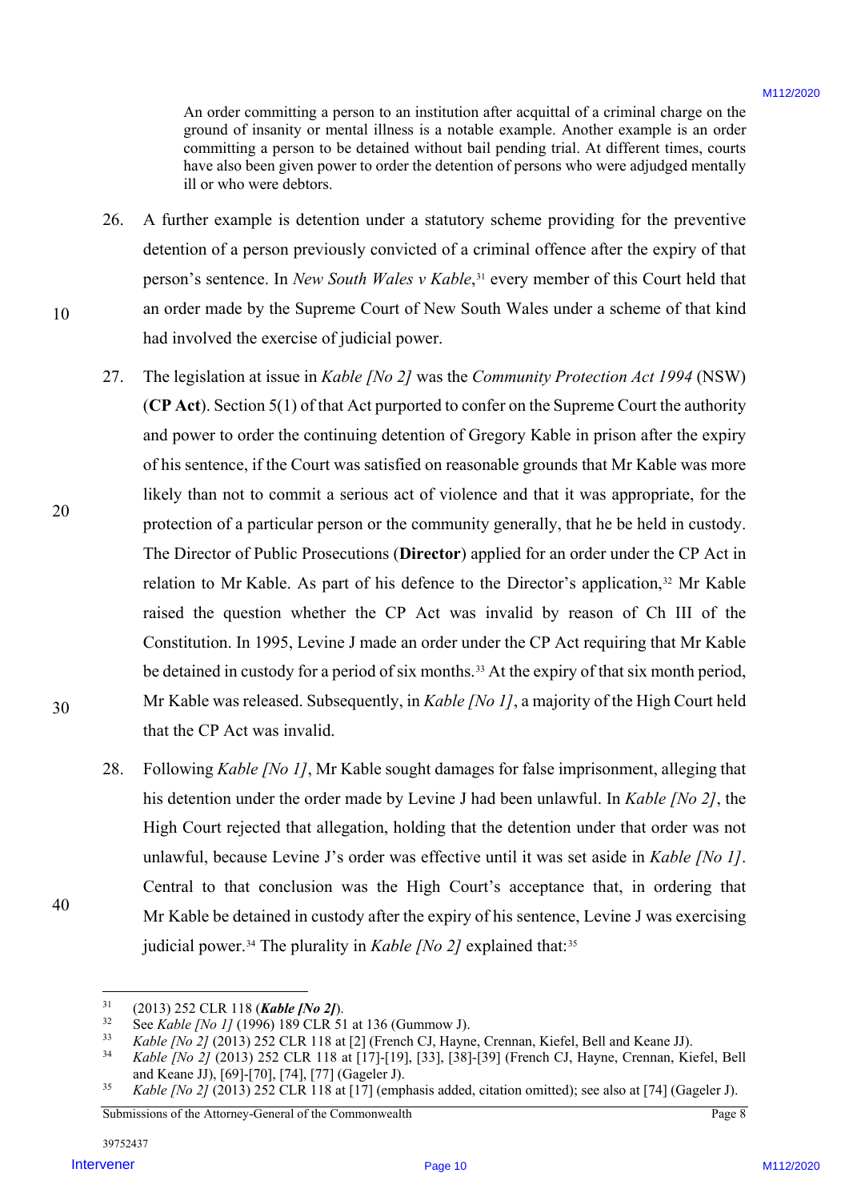> An order committing a person to an institution after acquittal of a criminal charge on the ground of insanity or mental illness is a notable example. Another example is an order committing a person to be detained without bail pending trial. At different times, courts have also been given power to order the detention of persons who were adjudged mentally ill or who were debtors.

26. A further example is detention under a statutory scheme providing for the preventive detention of a person previously convicted of a criminal offence after the expiry of that person's sentence. In *New South Wales v Kable*,[31] every member of this Court held that an order made by the Supreme Court of New South Wales under a scheme of that kind had involved the exercise of judicial power.

27. The legislation at issue in *Kable [No 2]* was the *Community Protection Act 1994* (NSW) (**CP Act**). Section 5(1) of that Act purported to confer on the Supreme Court the authority and power to order the continuing detention of Gregory Kable in prison after the expiry of his sentence, if the Court was satisfied on reasonable grounds that Mr Kable was more likely than not to commit a serious act of violence and that it was appropriate, for the protection of a particular person or the community generally, that he be held in custody. The Director of Public Prosecutions (**Director**) applied for an order under the CP Act in relation to Mr Kable. As part of his defence to the Director's application,[32] Mr Kable raised the question whether the CP Act was invalid by reason of Ch III of the Constitution. In 1995, Levine J made an order under the CP Act requiring that Mr Kable be detained in custody for a period of six months.[33] At the expiry of that six month period, Mr Kable was released. Subsequently, in *Kable [No 1]*, a majority of the High Court held that the CP Act was invalid.

28. Following *Kable [No 1]*, Mr Kable sought damages for false imprisonment, alleging that his detention under the order made by Levine J had been unlawful. In *Kable [No 2]*, the High Court rejected that allegation, holding that the detention under that order was not unlawful, because Levine J's order was effective until it was set aside in *Kable [No 1]*. Central to that conclusion was the High Court's acceptance that, in ordering that Mr Kable be detained in custody after the expiry of his sentence, Levine J was exercising judicial power.[34] The plurality in *Kable [No 2]* explained that:[35]

---

[31] (2013) 252 CLR 118 (***Kable [No 2]***).

[32] See *Kable [No 1]* (1996) 189 CLR 51 at 136 (Gummow J).

[33] *Kable [No 2]* (2013) 252 CLR 118 at [2] (French CJ, Hayne, Crennan, Kiefel, Bell and Keane JJ).

[34] *Kable [No 2]* (2013) 252 CLR 118 at [17]-[19], [33], [38]-[39] (French CJ, Hayne, Crennan, Kiefel, Bell and Keane JJ), [69]-[70], [74], [77] (Gageler J).

[35] *Kable [No 2]* (2013) 252 CLR 118 at [17] (emphasis added, citation omitted); see also at [74] (Gageler J).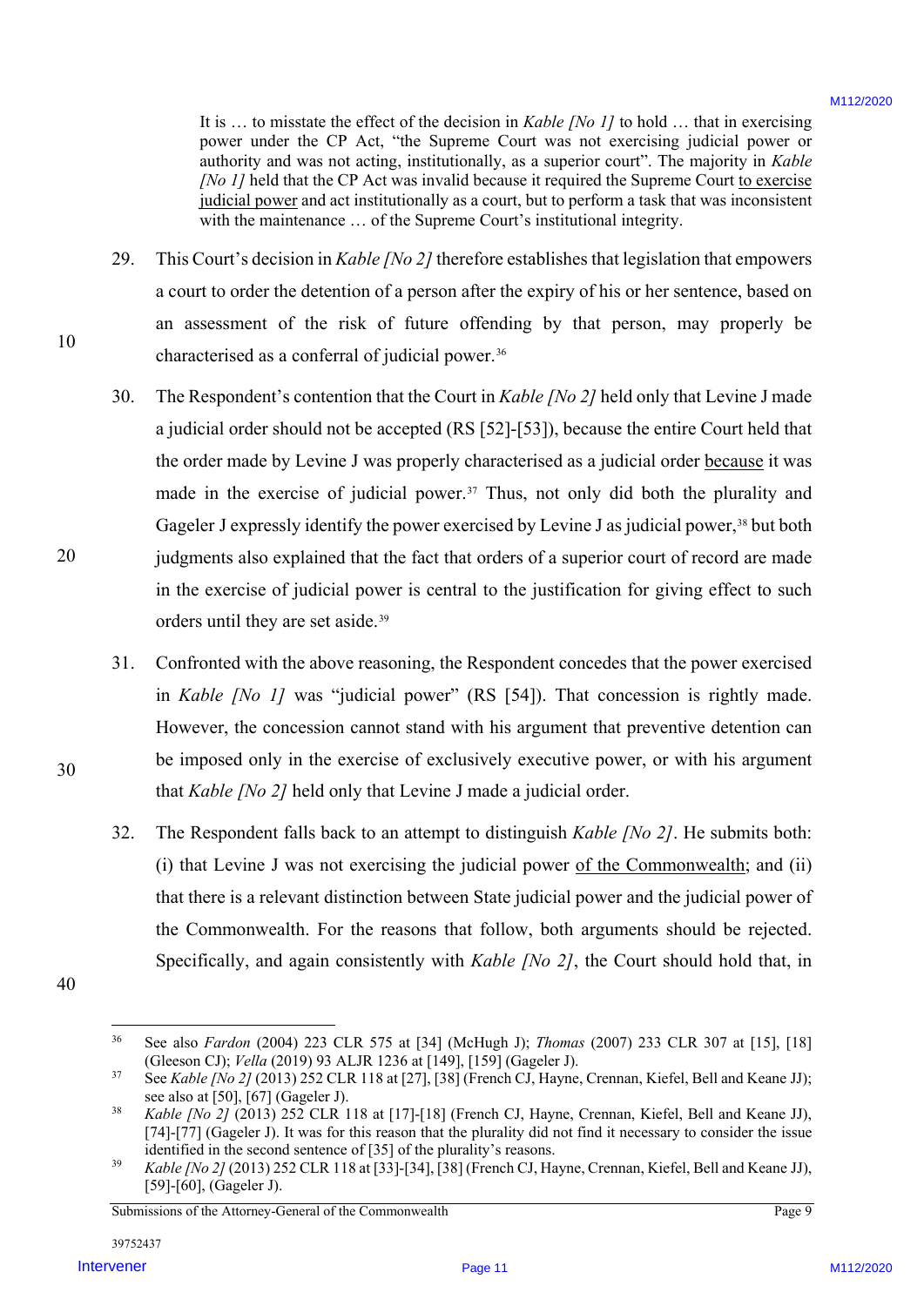> It is … to misstate the effect of the decision in *Kable [No 1]* to hold … that in exercising power under the CP Act, "the Supreme Court was not exercising judicial power or authority and was not acting, institutionally, as a superior court". The majority in *Kable [No 1]* held that the CP Act was invalid because it required the Supreme Court to exercise judicial power and act institutionally as a court, but to perform a task that was inconsistent with the maintenance … of the Supreme Court's institutional integrity.

29. This Court's decision in *Kable [No 2]* therefore establishes that legislation that empowers a court to order the detention of a person after the expiry of his or her sentence, based on an assessment of the risk of future offending by that person, may properly be characterised as a conferral of judicial power.[36]

30. The Respondent's contention that the Court in *Kable [No 2]* held only that Levine J made a judicial order should not be accepted (RS [52]-[53]), because the entire Court held that the order made by Levine J was properly characterised as a judicial order because it was made in the exercise of judicial power.[37] Thus, not only did both the plurality and Gageler J expressly identify the power exercised by Levine J as judicial power,[38] but both judgments also explained that the fact that orders of a superior court of record are made in the exercise of judicial power is central to the justification for giving effect to such orders until they are set aside.[39]

31. Confronted with the above reasoning, the Respondent concedes that the power exercised in *Kable [No 1]* was "judicial power" (RS [54]). That concession is rightly made. However, the concession cannot stand with his argument that preventive detention can be imposed only in the exercise of exclusively executive power, or with his argument that *Kable [No 2]* held only that Levine J made a judicial order.

32. The Respondent falls back to an attempt to distinguish *Kable [No 2]*. He submits both: (i) that Levine J was not exercising the judicial power of the Commonwealth; and (ii) that there is a relevant distinction between State judicial power and the judicial power of the Commonwealth. For the reasons that follow, both arguments should be rejected. Specifically, and again consistently with *Kable [No 2]*, the Court should hold that, in

---

[36] See also *Fardon* (2004) 223 CLR 575 at [34] (McHugh J); *Thomas* (2007) 233 CLR 307 at [15], [18] (Gleeson CJ); *Vella* (2019) 93 ALJR 1236 at [149], [159] (Gageler J).

[37] See *Kable [No 2]* (2013) 252 CLR 118 at [27], [38] (French CJ, Hayne, Crennan, Kiefel, Bell and Keane JJ); see also at [50], [67] (Gageler J).

[38] *Kable [No 2]* (2013) 252 CLR 118 at [17]-[18] (French CJ, Hayne, Crennan, Kiefel, Bell and Keane JJ), [74]-[77] (Gageler J). It was for this reason that the plurality did not find it necessary to consider the issue identified in the second sentence of [35] of the plurality's reasons.

[39] *Kable [No 2]* (2013) 252 CLR 118 at [33]-[34], [38] (French CJ, Hayne, Crennan, Kiefel, Bell and Keane JJ), [59]-[60], (Gageler J).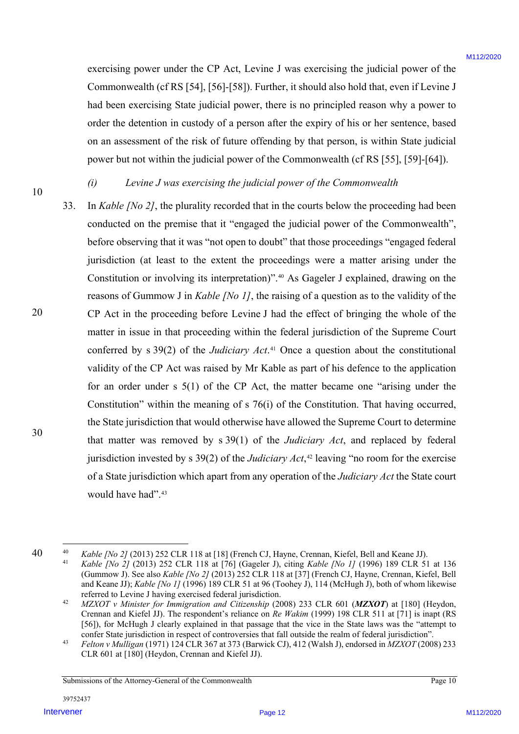exercising power under the CP Act, Levine J was exercising the judicial power of the Commonwealth (cf RS [54], [56]-[58]). Further, it should also hold that, even if Levine J had been exercising State judicial power, there is no principled reason why a power to order the detention in custody of a person after the expiry of his or her sentence, based on an assessment of the risk of future offending by that person, is within State judicial power but not within the judicial power of the Commonwealth (cf RS [55], [59]-[64]).

### *(i) Levine J was exercising the judicial power of the Commonwealth*

33. In *Kable [No 2]*, the plurality recorded that in the courts below the proceeding had been conducted on the premise that it "engaged the judicial power of the Commonwealth", before observing that it was "not open to doubt" that those proceedings "engaged federal jurisdiction (at least to the extent the proceedings were a matter arising under the Constitution or involving its interpretation)".[40] As Gageler J explained, drawing on the reasons of Gummow J in *Kable [No 1]*, the raising of a question as to the validity of the CP Act in the proceeding before Levine J had the effect of bringing the whole of the matter in issue in that proceeding within the federal jurisdiction of the Supreme Court conferred by s 39(2) of the *Judiciary Act*.[41] Once a question about the constitutional validity of the CP Act was raised by Mr Kable as part of his defence to the application for an order under s 5(1) of the CP Act, the matter became one "arising under the Constitution" within the meaning of s 76(i) of the Constitution. That having occurred, the State jurisdiction that would otherwise have allowed the Supreme Court to determine that matter was removed by s 39(1) of the *Judiciary Act*, and replaced by federal jurisdiction invested by s 39(2) of the *Judiciary Act*,[42] leaving "no room for the exercise of a State jurisdiction which apart from any operation of the *Judiciary Act* the State court would have had".[43]

---

[40] *Kable [No 2]* (2013) 252 CLR 118 at [18] (French CJ, Hayne, Crennan, Kiefel, Bell and Keane JJ).

[41] *Kable [No 2]* (2013) 252 CLR 118 at [76] (Gageler J), citing *Kable [No 1]* (1996) 189 CLR 51 at 136 (Gummow J). See also *Kable [No 2]* (2013) 252 CLR 118 at [37] (French CJ, Hayne, Crennan, Kiefel, Bell and Keane JJ); *Kable [No 1]* (1996) 189 CLR 51 at 96 (Toohey J), 114 (McHugh J), both of whom likewise referred to Levine J having exercised federal jurisdiction.

[42] *MZXOT v Minister for Immigration and Citizenship* (2008) 233 CLR 601 (***MZXOT***) at [180] (Heydon, Crennan and Kiefel JJ). The respondent's reliance on *Re Wakim* (1999) 198 CLR 511 at [71] is inapt (RS [56]), for McHugh J clearly explained in that passage that the vice in the State laws was the "attempt to confer State jurisdiction in respect of controversies that fall outside the realm of federal jurisdiction".

[43] *Felton v Mulligan* (1971) 124 CLR 367 at 373 (Barwick CJ), 412 (Walsh J), endorsed in *MZXOT* (2008) 233 CLR 601 at [180] (Heydon, Crennan and Kiefel JJ).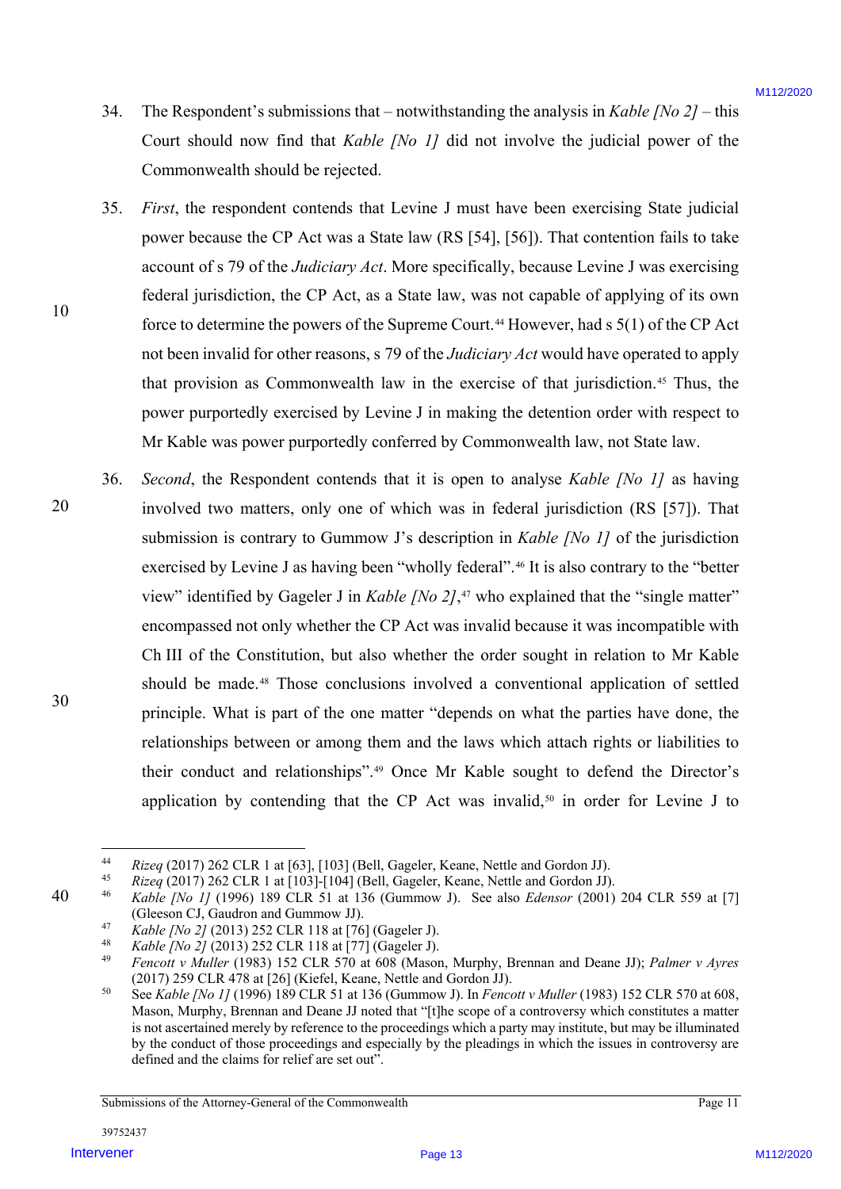34. The Respondent's submissions that – notwithstanding the analysis in *Kable [No 2]* – this Court should now find that *Kable [No 1]* did not involve the judicial power of the Commonwealth should be rejected.

35. *First*, the respondent contends that Levine J must have been exercising State judicial power because the CP Act was a State law (RS [54], [56]). That contention fails to take account of s 79 of the *Judiciary Act*. More specifically, because Levine J was exercising federal jurisdiction, the CP Act, as a State law, was not capable of applying of its own force to determine the powers of the Supreme Court.[44] However, had s 5(1) of the CP Act not been invalid for other reasons, s 79 of the *Judiciary Act* would have operated to apply that provision as Commonwealth law in the exercise of that jurisdiction.[45] Thus, the power purportedly exercised by Levine J in making the detention order with respect to Mr Kable was power purportedly conferred by Commonwealth law, not State law.

36. *Second*, the Respondent contends that it is open to analyse *Kable [No 1]* as having involved two matters, only one of which was in federal jurisdiction (RS [57]). That submission is contrary to Gummow J's description in *Kable [No 1]* of the jurisdiction exercised by Levine J as having been "wholly federal".[46] It is also contrary to the "better view" identified by Gageler J in *Kable [No 2]*,[47] who explained that the "single matter" encompassed not only whether the CP Act was invalid because it was incompatible with Ch III of the Constitution, but also whether the order sought in relation to Mr Kable should be made.[48] Those conclusions involved a conventional application of settled principle. What is part of the one matter "depends on what the parties have done, the relationships between or among them and the laws which attach rights or liabilities to their conduct and relationships".[49] Once Mr Kable sought to defend the Director's application by contending that the CP Act was invalid,[50] in order for Levine J to

---

[44] *Rizeq* (2017) 262 CLR 1 at [63], [103] (Bell, Gageler, Keane, Nettle and Gordon JJ).

[45] *Rizeq* (2017) 262 CLR 1 at [103]-[104] (Bell, Gageler, Keane, Nettle and Gordon JJ).

[46] *Kable [No 1]* (1996) 189 CLR 51 at 136 (Gummow J). See also *Edensor* (2001) 204 CLR 559 at [7] (Gleeson CJ, Gaudron and Gummow JJ).

[47] *Kable [No 2]* (2013) 252 CLR 118 at [76] (Gageler J).

[48] *Kable [No 2]* (2013) 252 CLR 118 at [77] (Gageler J).

[49] *Fencott v Muller* (1983) 152 CLR 570 at 608 (Mason, Murphy, Brennan and Deane JJ); *Palmer v Ayres* (2017) 259 CLR 478 at [26] (Kiefel, Keane, Nettle and Gordon JJ).

[50] See *Kable [No 1]* (1996) 189 CLR 51 at 136 (Gummow J). In *Fencott v Muller* (1983) 152 CLR 570 at 608, Mason, Murphy, Brennan and Deane JJ noted that "[t]he scope of a controversy which constitutes a matter is not ascertained merely by reference to the proceedings which a party may institute, but may be illuminated by the conduct of those proceedings and especially by the pleadings in which the issues in controversy are defined and the claims for relief are set out".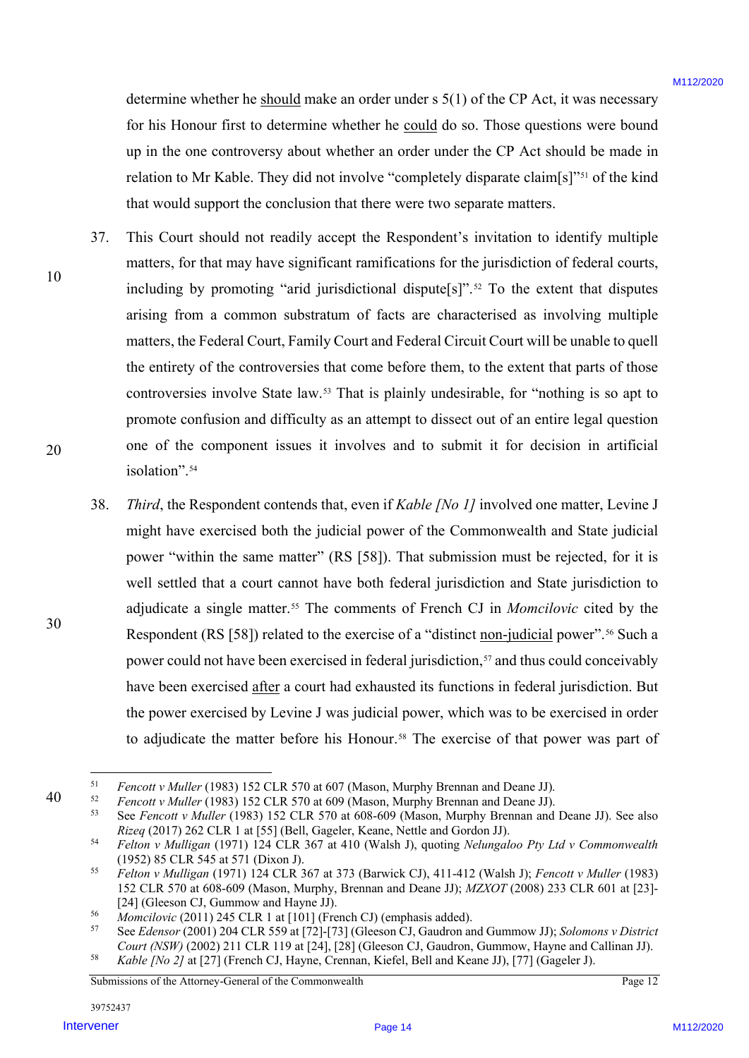determine whether he should make an order under s 5(1) of the CP Act, it was necessary for his Honour first to determine whether he could do so. Those questions were bound up in the one controversy about whether an order under the CP Act should be made in relation to Mr Kable. They did not involve "completely disparate claim[s]"[51] of the kind that would support the conclusion that there were two separate matters.

37. This Court should not readily accept the Respondent's invitation to identify multiple matters, for that may have significant ramifications for the jurisdiction of federal courts, including by promoting "arid jurisdictional dispute[s]".[52] To the extent that disputes arising from a common substratum of facts are characterised as involving multiple matters, the Federal Court, Family Court and Federal Circuit Court will be unable to quell the entirety of the controversies that come before them, to the extent that parts of those controversies involve State law.[53] That is plainly undesirable, for "nothing is so apt to promote confusion and difficulty as an attempt to dissect out of an entire legal question one of the component issues it involves and to submit it for decision in artificial isolation".[54]

38. *Third*, the Respondent contends that, even if *Kable [No 1]* involved one matter, Levine J might have exercised both the judicial power of the Commonwealth and State judicial power "within the same matter" (RS [58]). That submission must be rejected, for it is well settled that a court cannot have both federal jurisdiction and State jurisdiction to adjudicate a single matter.[55] The comments of French CJ in *Momcilovic* cited by the Respondent (RS [58]) related to the exercise of a "distinct non-judicial power".[56] Such a power could not have been exercised in federal jurisdiction,[57] and thus could conceivably have been exercised after a court had exhausted its functions in federal jurisdiction. But the power exercised by Levine J was judicial power, which was to be exercised in order to adjudicate the matter before his Honour.[58] The exercise of that power was part of

---

[51] *Fencott v Muller* (1983) 152 CLR 570 at 607 (Mason, Murphy Brennan and Deane JJ).

[52] *Fencott v Muller* (1983) 152 CLR 570 at 609 (Mason, Murphy Brennan and Deane JJ).

[53] See *Fencott v Muller* (1983) 152 CLR 570 at 608-609 (Mason, Murphy Brennan and Deane JJ). See also *Rizeq* (2017) 262 CLR 1 at [55] (Bell, Gageler, Keane, Nettle and Gordon JJ).

[54] *Felton v Mulligan* (1971) 124 CLR 367 at 410 (Walsh J), quoting *Nelungaloo Pty Ltd v Commonwealth* (1952) 85 CLR 545 at 571 (Dixon J).

[55] *Felton v Mulligan* (1971) 124 CLR 367 at 373 (Barwick CJ), 411-412 (Walsh J); *Fencott v Muller* (1983) 152 CLR 570 at 608-609 (Mason, Murphy, Brennan and Deane JJ); *MZXOT* (2008) 233 CLR 601 at [23]-[24] (Gleeson CJ, Gummow and Hayne JJ).

[56] *Momcilovic* (2011) 245 CLR 1 at [101] (French CJ) (emphasis added).

[57] See *Edensor* (2001) 204 CLR 559 at [72]-[73] (Gleeson CJ, Gaudron and Gummow JJ); *Solomons v District Court (NSW)* (2002) 211 CLR 119 at [24], [28] (Gleeson CJ, Gaudron, Gummow, Hayne and Callinan JJ).

[58] *Kable [No 2]* at [27] (French CJ, Hayne, Crennan, Kiefel, Bell and Keane JJ), [77] (Gageler J).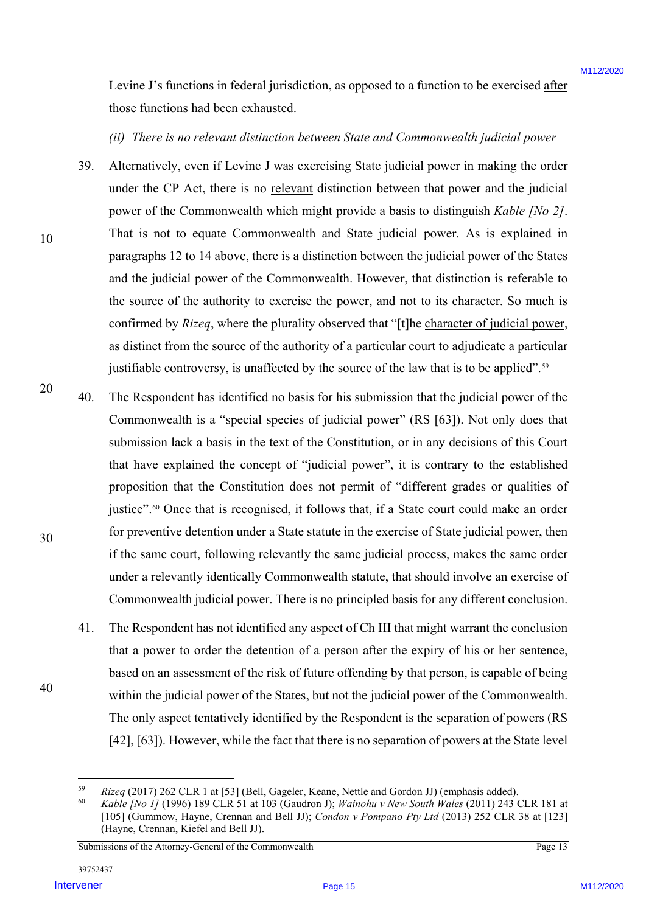Levine J's functions in federal jurisdiction, as opposed to a function to be exercised <u>after</u> those functions had been exhausted.

*(ii) There is no relevant distinction between State and Commonwealth judicial power*

39. Alternatively, even if Levine J was exercising State judicial power in making the order under the CP Act, there is no <u>relevant</u> distinction between that power and the judicial power of the Commonwealth which might provide a basis to distinguish *Kable [No 2]*. That is not to equate Commonwealth and State judicial power. As is explained in paragraphs 12 to 14 above, there is a distinction between the judicial power of the States and the judicial power of the Commonwealth. However, that distinction is referable to the source of the authority to exercise the power, and <u>not</u> to its character. So much is confirmed by *Rizeq*, where the plurality observed that "[t]he <u>character of judicial power</u>, as distinct from the source of the authority of a particular court to adjudicate a particular justifiable controversy, is unaffected by the source of the law that is to be applied".[59]

40. The Respondent has identified no basis for his submission that the judicial power of the Commonwealth is a "special species of judicial power" (RS [63]). Not only does that submission lack a basis in the text of the Constitution, or in any decisions of this Court that have explained the concept of "judicial power", it is contrary to the established proposition that the Constitution does not permit of "different grades or qualities of justice".[60] Once that is recognised, it follows that, if a State court could make an order for preventive detention under a State statute in the exercise of State judicial power, then if the same court, following relevantly the same judicial process, makes the same order under a relevantly identically Commonwealth statute, that should involve an exercise of Commonwealth judicial power. There is no principled basis for any different conclusion.

41. The Respondent has not identified any aspect of Ch III that might warrant the conclusion that a power to order the detention of a person after the expiry of his or her sentence, based on an assessment of the risk of future offending by that person, is capable of being within the judicial power of the States, but not the judicial power of the Commonwealth. The only aspect tentatively identified by the Respondent is the separation of powers (RS [42], [63]). However, while the fact that there is no separation of powers at the State level

---

[59] *Rizeq* (2017) 262 CLR 1 at [53] (Bell, Gageler, Keane, Nettle and Gordon JJ) (emphasis added).

[60] *Kable [No 1]* (1996) 189 CLR 51 at 103 (Gaudron J); *Wainohu v New South Wales* (2011) 243 CLR 181 at [105] (Gummow, Hayne, Crennan and Bell JJ); *Condon v Pompano Pty Ltd* (2013) 252 CLR 38 at [123] (Hayne, Crennan, Kiefel and Bell JJ).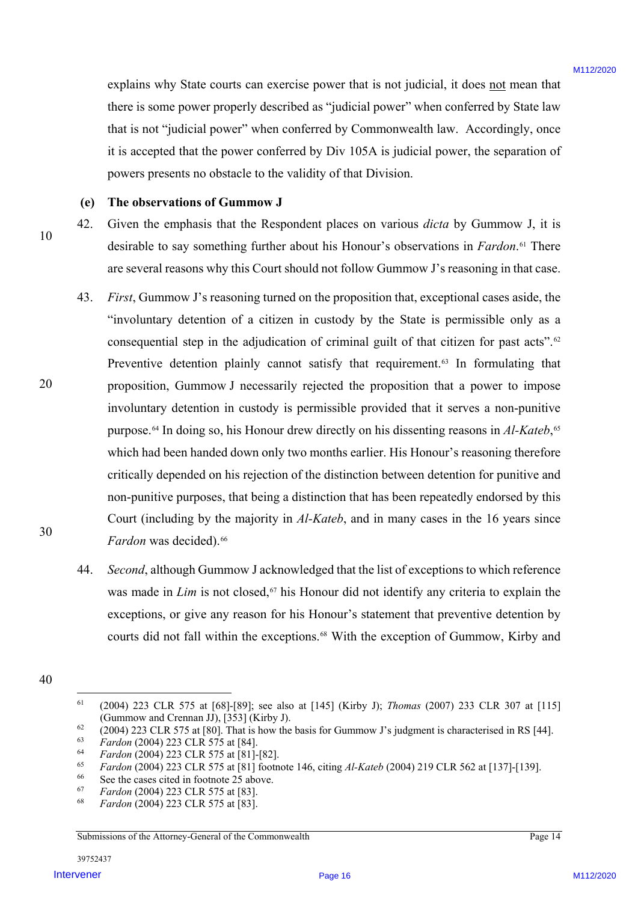explains why State courts can exercise power that is not judicial, it does not mean that there is some power properly described as "judicial power" when conferred by State law that is not "judicial power" when conferred by Commonwealth law. Accordingly, once it is accepted that the power conferred by Div 105A is judicial power, the separation of powers presents no obstacle to the validity of that Division.

### (e) The observations of Gummow J

42. Given the emphasis that the Respondent places on various *dicta* by Gummow J, it is desirable to say something further about his Honour's observations in *Fardon*.[61] There are several reasons why this Court should not follow Gummow J's reasoning in that case.

43. *First*, Gummow J's reasoning turned on the proposition that, exceptional cases aside, the "involuntary detention of a citizen in custody by the State is permissible only as a consequential step in the adjudication of criminal guilt of that citizen for past acts".[62] Preventive detention plainly cannot satisfy that requirement.[63] In formulating that proposition, Gummow J necessarily rejected the proposition that a power to impose involuntary detention in custody is permissible provided that it serves a non-punitive purpose.[64] In doing so, his Honour drew directly on his dissenting reasons in *Al-Kateb*,[65] which had been handed down only two months earlier. His Honour's reasoning therefore critically depended on his rejection of the distinction between detention for punitive and non-punitive purposes, that being a distinction that has been repeatedly endorsed by this Court (including by the majority in *Al-Kateb*, and in many cases in the 16 years since *Fardon* was decided).[66]

44. *Second*, although Gummow J acknowledged that the list of exceptions to which reference was made in *Lim* is not closed,[67] his Honour did not identify any criteria to explain the exceptions, or give any reason for his Honour's statement that preventive detention by courts did not fall within the exceptions.[68] With the exception of Gummow, Kirby and

---

[61] (2004) 223 CLR 575 at [68]-[89]; see also at [145] (Kirby J); *Thomas* (2007) 233 CLR 307 at [115] (Gummow and Crennan JJ), [353] (Kirby J).

[62] (2004) 223 CLR 575 at [80]. That is how the basis for Gummow J's judgment is characterised in RS [44].

[63] *Fardon* (2004) 223 CLR 575 at [84].

[64] *Fardon* (2004) 223 CLR 575 at [81]-[82].

[65] *Fardon* (2004) 223 CLR 575 at [81] footnote 146, citing *Al-Kateb* (2004) 219 CLR 562 at [137]-[139].

[66] See the cases cited in footnote 25 above.

[67] *Fardon* (2004) 223 CLR 575 at [83].

[68] *Fardon* (2004) 223 CLR 575 at [83].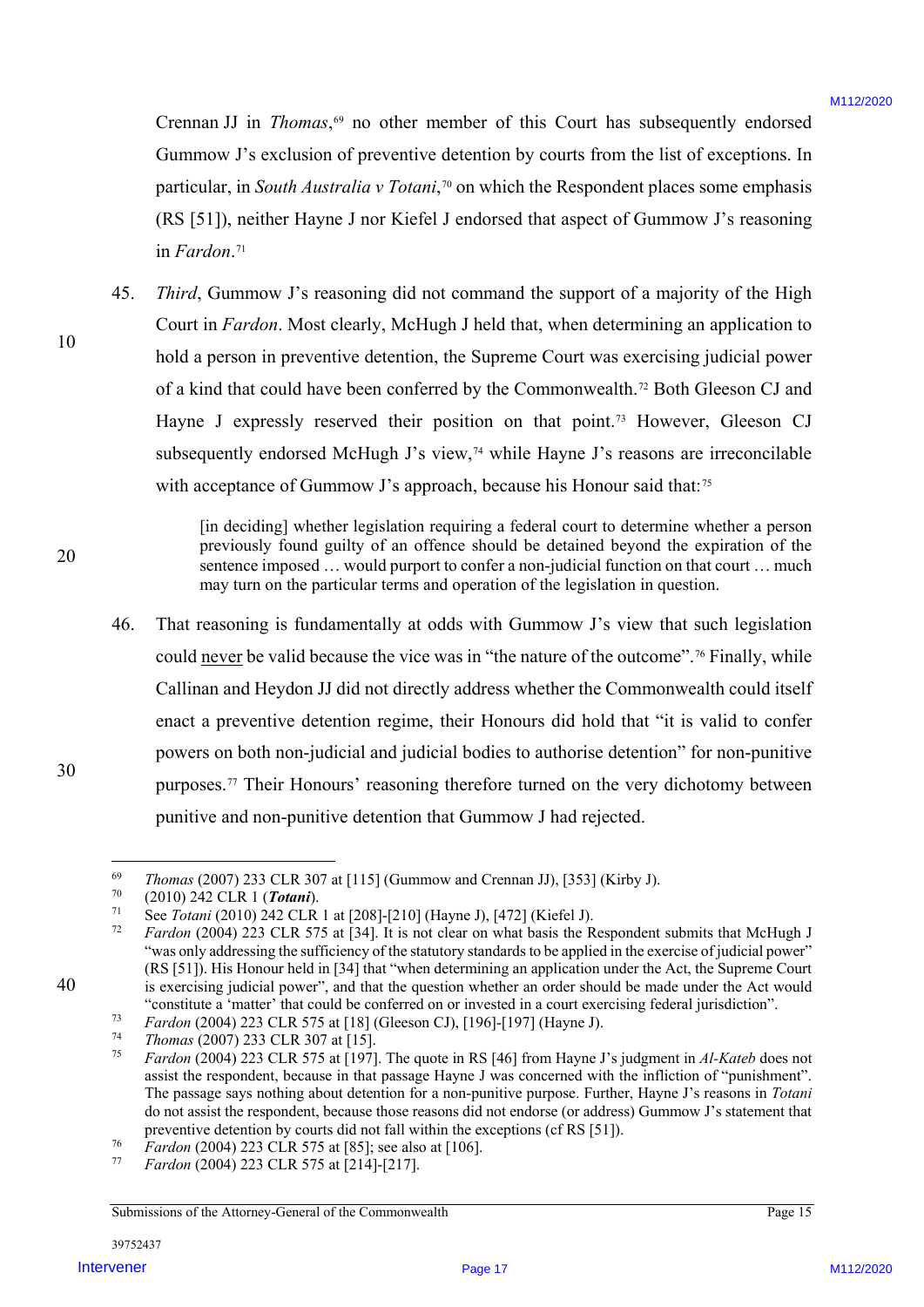Crennan JJ in *Thomas*,[69] no other member of this Court has subsequently endorsed Gummow J's exclusion of preventive detention by courts from the list of exceptions. In particular, in *South Australia v Totani*,[70] on which the Respondent places some emphasis (RS [51]), neither Hayne J nor Kiefel J endorsed that aspect of Gummow J's reasoning in *Fardon*.[71]

45. *Third*, Gummow J's reasoning did not command the support of a majority of the High Court in *Fardon*. Most clearly, McHugh J held that, when determining an application to hold a person in preventive detention, the Supreme Court was exercising judicial power of a kind that could have been conferred by the Commonwealth.[72] Both Gleeson CJ and Hayne J expressly reserved their position on that point.[73] However, Gleeson CJ subsequently endorsed McHugh J's view,[74] while Hayne J's reasons are irreconcilable with acceptance of Gummow J's approach, because his Honour said that:[75]

> [in deciding] whether legislation requiring a federal court to determine whether a person previously found guilty of an offence should be detained beyond the expiration of the sentence imposed … would purport to confer a non-judicial function on that court … much may turn on the particular terms and operation of the legislation in question.

46. That reasoning is fundamentally at odds with Gummow J's view that such legislation could <u>never</u> be valid because the vice was in "the nature of the outcome".[76] Finally, while Callinan and Heydon JJ did not directly address whether the Commonwealth could itself enact a preventive detention regime, their Honours did hold that "it is valid to confer powers on both non-judicial and judicial bodies to authorise detention" for non-punitive purposes.[77] Their Honours' reasoning therefore turned on the very dichotomy between punitive and non-punitive detention that Gummow J had rejected.

---

[69] *Thomas* (2007) 233 CLR 307 at [115] (Gummow and Crennan JJ), [353] (Kirby J).

[70] (2010) 242 CLR 1 (***Totani***).

[71] See *Totani* (2010) 242 CLR 1 at [208]-[210] (Hayne J), [472] (Kiefel J).

[72] *Fardon* (2004) 223 CLR 575 at [34]. It is not clear on what basis the Respondent submits that McHugh J "was only addressing the sufficiency of the statutory standards to be applied in the exercise of judicial power" (RS [51]). His Honour held in [34] that "when determining an application under the Act, the Supreme Court is exercising judicial power", and that the question whether an order should be made under the Act would "constitute a 'matter' that could be conferred on or invested in a court exercising federal jurisdiction".

[73] *Fardon* (2004) 223 CLR 575 at [18] (Gleeson CJ), [196]-[197] (Hayne J).

[74] *Thomas* (2007) 233 CLR 307 at [15].

[75] *Fardon* (2004) 223 CLR 575 at [197]. The quote in RS [46] from Hayne J's judgment in *Al-Kateb* does not assist the respondent, because in that passage Hayne J was concerned with the infliction of "punishment". The passage says nothing about detention for a non-punitive purpose. Further, Hayne J's reasons in *Totani* do not assist the respondent, because those reasons did not endorse (or address) Gummow J's statement that preventive detention by courts did not fall within the exceptions (cf RS [51]).

[76] *Fardon* (2004) 223 CLR 575 at [85]; see also at [106].

[77] *Fardon* (2004) 223 CLR 575 at [214]-[217].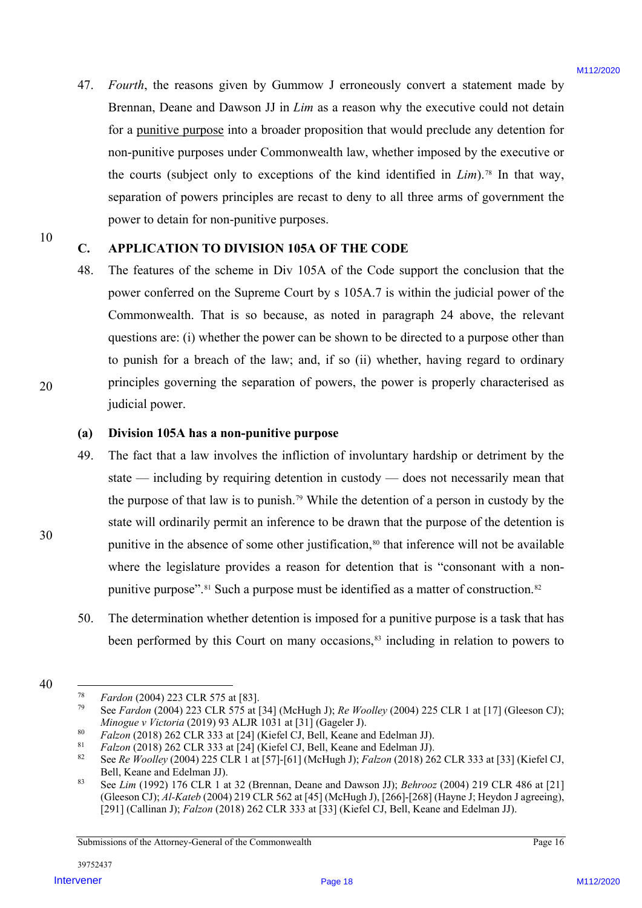47. *Fourth*, the reasons given by Gummow J erroneously convert a statement made by Brennan, Deane and Dawson JJ in *Lim* as a reason why the executive could not detain for a punitive purpose into a broader proposition that would preclude any detention for non-punitive purposes under Commonwealth law, whether imposed by the executive or the courts (subject only to exceptions of the kind identified in *Lim*).[78] In that way, separation of powers principles are recast to deny to all three arms of government the power to detain for non-punitive purposes.

## C. APPLICATION TO DIVISION 105A OF THE CODE

48. The features of the scheme in Div 105A of the Code support the conclusion that the power conferred on the Supreme Court by s 105A.7 is within the judicial power of the Commonwealth. That is so because, as noted in paragraph 24 above, the relevant questions are: (i) whether the power can be shown to be directed to a purpose other than to punish for a breach of the law; and, if so (ii) whether, having regard to ordinary principles governing the separation of powers, the power is properly characterised as judicial power.

### (a) Division 105A has a non-punitive purpose

49. The fact that a law involves the infliction of involuntary hardship or detriment by the state — including by requiring detention in custody — does not necessarily mean that the purpose of that law is to punish.[79] While the detention of a person in custody by the state will ordinarily permit an inference to be drawn that the purpose of the detention is punitive in the absence of some other justification,[80] that inference will not be available where the legislature provides a reason for detention that is "consonant with a non-punitive purpose".[81] Such a purpose must be identified as a matter of construction.[82]

50. The determination whether detention is imposed for a punitive purpose is a task that has been performed by this Court on many occasions,[83] including in relation to powers to

---

[78] *Fardon* (2004) 223 CLR 575 at [83].

[79] See *Fardon* (2004) 223 CLR 575 at [34] (McHugh J); *Re Woolley* (2004) 225 CLR 1 at [17] (Gleeson CJ); *Minogue v Victoria* (2019) 93 ALJR 1031 at [31] (Gageler J).

[80] *Falzon* (2018) 262 CLR 333 at [24] (Kiefel CJ, Bell, Keane and Edelman JJ).

[81] *Falzon* (2018) 262 CLR 333 at [24] (Kiefel CJ, Bell, Keane and Edelman JJ).

[82] See *Re Woolley* (2004) 225 CLR 1 at [57]-[61] (McHugh J); *Falzon* (2018) 262 CLR 333 at [33] (Kiefel CJ, Bell, Keane and Edelman JJ).

[83] See *Lim* (1992) 176 CLR 1 at 32 (Brennan, Deane and Dawson JJ); *Behrooz* (2004) 219 CLR 486 at [21] (Gleeson CJ); *Al-Kateb* (2004) 219 CLR 562 at [45] (McHugh J), [266]-[268] (Hayne J; Heydon J agreeing), [291] (Callinan J); *Falzon* (2018) 262 CLR 333 at [33] (Kiefel CJ, Bell, Keane and Edelman JJ).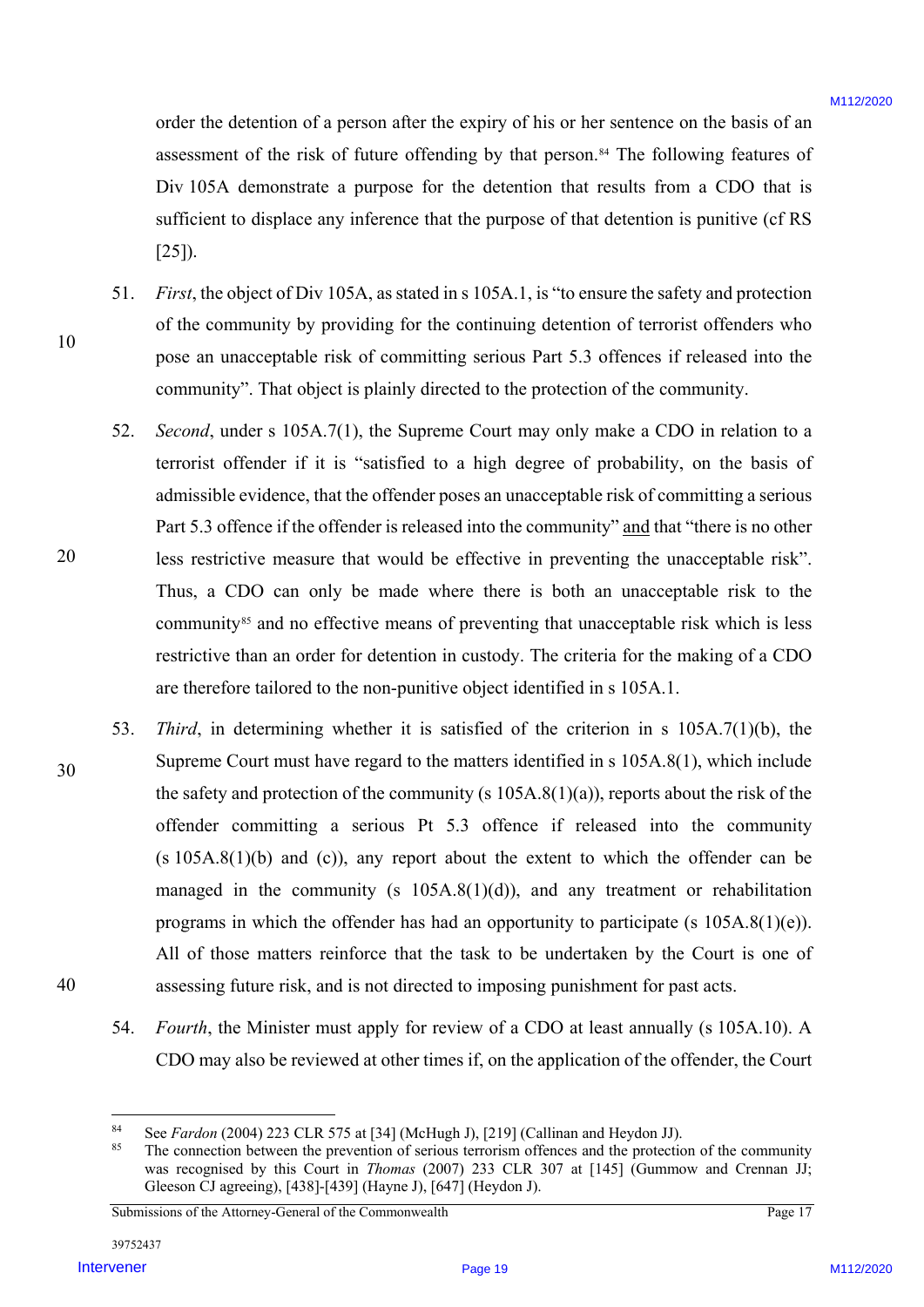order the detention of a person after the expiry of his or her sentence on the basis of an assessment of the risk of future offending by that person.[84] The following features of Div 105A demonstrate a purpose for the detention that results from a CDO that is sufficient to displace any inference that the purpose of that detention is punitive (cf RS [25]).

51. *First*, the object of Div 105A, as stated in s 105A.1, is "to ensure the safety and protection of the community by providing for the continuing detention of terrorist offenders who pose an unacceptable risk of committing serious Part 5.3 offences if released into the community". That object is plainly directed to the protection of the community.

52. *Second*, under s 105A.7(1), the Supreme Court may only make a CDO in relation to a terrorist offender if it is "satisfied to a high degree of probability, on the basis of admissible evidence, that the offender poses an unacceptable risk of committing a serious Part 5.3 offence if the offender is released into the community" and that "there is no other less restrictive measure that would be effective in preventing the unacceptable risk". Thus, a CDO can only be made where there is both an unacceptable risk to the community[85] and no effective means of preventing that unacceptable risk which is less restrictive than an order for detention in custody. The criteria for the making of a CDO are therefore tailored to the non-punitive object identified in s 105A.1.

53. *Third*, in determining whether it is satisfied of the criterion in s 105A.7(1)(b), the Supreme Court must have regard to the matters identified in s 105A.8(1), which include the safety and protection of the community (s 105A.8(1)(a)), reports about the risk of the offender committing a serious Pt 5.3 offence if released into the community (s 105A.8(1)(b) and (c)), any report about the extent to which the offender can be managed in the community (s 105A.8(1)(d)), and any treatment or rehabilitation programs in which the offender has had an opportunity to participate (s 105A.8(1)(e)). All of those matters reinforce that the task to be undertaken by the Court is one of assessing future risk, and is not directed to imposing punishment for past acts.

54. *Fourth*, the Minister must apply for review of a CDO at least annually (s 105A.10). A CDO may also be reviewed at other times if, on the application of the offender, the Court

---

[84] See *Fardon* (2004) 223 CLR 575 at [34] (McHugh J), [219] (Callinan and Heydon JJ).

[85] The connection between the prevention of serious terrorism offences and the protection of the community was recognised by this Court in *Thomas* (2007) 233 CLR 307 at [145] (Gummow and Crennan JJ; Gleeson CJ agreeing), [438]-[439] (Hayne J), [647] (Heydon J).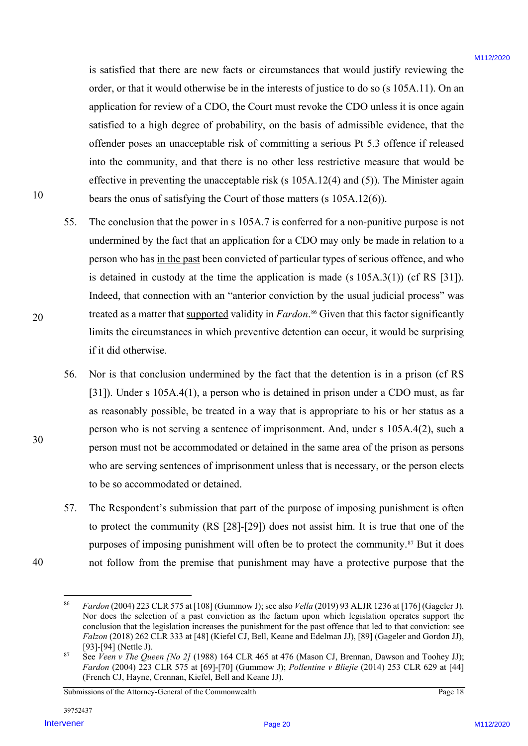is satisfied that there are new facts or circumstances that would justify reviewing the order, or that it would otherwise be in the interests of justice to do so (s 105A.11). On an application for review of a CDO, the Court must revoke the CDO unless it is once again satisfied to a high degree of probability, on the basis of admissible evidence, that the offender poses an unacceptable risk of committing a serious Pt 5.3 offence if released into the community, and that there is no other less restrictive measure that would be effective in preventing the unacceptable risk (s 105A.12(4) and (5)). The Minister again bears the onus of satisfying the Court of those matters (s 105A.12(6)).

55. The conclusion that the power in s 105A.7 is conferred for a non-punitive purpose is not undermined by the fact that an application for a CDO may only be made in relation to a person who has <u>in the past</u> been convicted of particular types of serious offence, and who is detained in custody at the time the application is made (s 105A.3(1)) (cf RS [31]). Indeed, that connection with an "anterior conviction by the usual judicial process" was treated as a matter that <u>supported</u> validity in *Fardon*.[86] Given that this factor significantly limits the circumstances in which preventive detention can occur, it would be surprising if it did otherwise.

56. Nor is that conclusion undermined by the fact that the detention is in a prison (cf RS [31]). Under s 105A.4(1), a person who is detained in prison under a CDO must, as far as reasonably possible, be treated in a way that is appropriate to his or her status as a person who is not serving a sentence of imprisonment. And, under s 105A.4(2), such a person must not be accommodated or detained in the same area of the prison as persons who are serving sentences of imprisonment unless that is necessary, or the person elects to be so accommodated or detained.

57. The Respondent's submission that part of the purpose of imposing punishment is often to protect the community (RS [28]-[29]) does not assist him. It is true that one of the purposes of imposing punishment will often be to protect the community.[87] But it does not follow from the premise that punishment may have a protective purpose that the

---

[86] *Fardon* (2004) 223 CLR 575 at [108] (Gummow J); see also *Vella* (2019) 93 ALJR 1236 at [176] (Gageler J). Nor does the selection of a past conviction as the factum upon which legislation operates support the conclusion that the legislation increases the punishment for the past offence that led to that conviction: see *Falzon* (2018) 262 CLR 333 at [48] (Kiefel CJ, Bell, Keane and Edelman JJ), [89] (Gageler and Gordon JJ), [93]-[94] (Nettle J).

[87] See *Veen v The Queen [No 2]* (1988) 164 CLR 465 at 476 (Mason CJ, Brennan, Dawson and Toohey JJ); *Fardon* (2004) 223 CLR 575 at [69]-[70] (Gummow J); *Pollentine v Bleijie* (2014) 253 CLR 629 at [44] (French CJ, Hayne, Crennan, Kiefel, Bell and Keane JJ).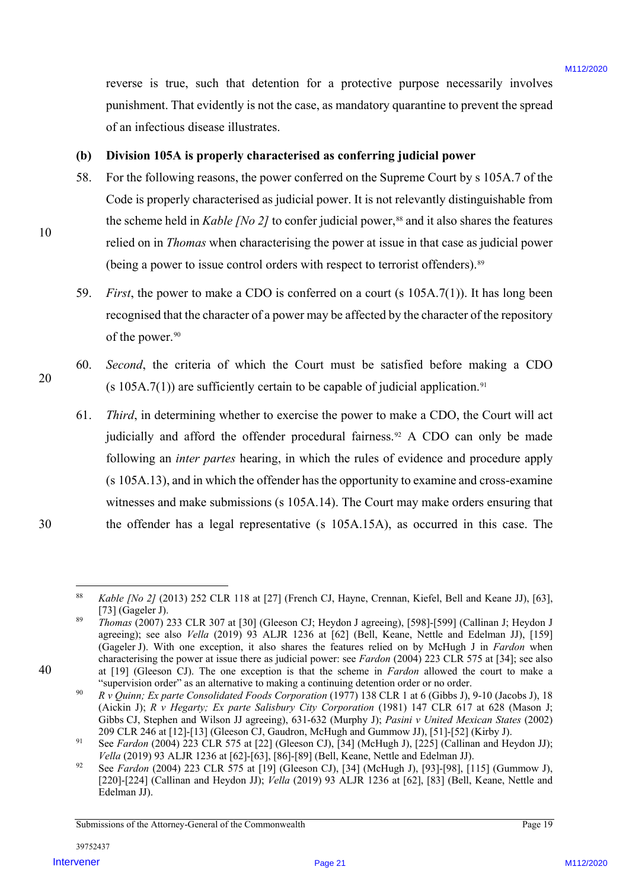reverse is true, such that detention for a protective purpose necessarily involves punishment. That evidently is not the case, as mandatory quarantine to prevent the spread of an infectious disease illustrates.

### (b) Division 105A is properly characterised as conferring judicial power

58. For the following reasons, the power conferred on the Supreme Court by s 105A.7 of the Code is properly characterised as judicial power. It is not relevantly distinguishable from the scheme held in *Kable [No 2]* to confer judicial power,[88] and it also shares the features relied on in *Thomas* when characterising the power at issue in that case as judicial power (being a power to issue control orders with respect to terrorist offenders).[89]

59. *First*, the power to make a CDO is conferred on a court (s 105A.7(1)). It has long been recognised that the character of a power may be affected by the character of the repository of the power.[90]

60. *Second*, the criteria of which the Court must be satisfied before making a CDO (s 105A.7(1)) are sufficiently certain to be capable of judicial application.[91]

61. *Third*, in determining whether to exercise the power to make a CDO, the Court will act judicially and afford the offender procedural fairness.[92] A CDO can only be made following an *inter partes* hearing, in which the rules of evidence and procedure apply (s 105A.13), and in which the offender has the opportunity to examine and cross-examine witnesses and make submissions (s 105A.14). The Court may make orders ensuring that the offender has a legal representative (s 105A.15A), as occurred in this case. The

---

[88] *Kable [No 2]* (2013) 252 CLR 118 at [27] (French CJ, Hayne, Crennan, Kiefel, Bell and Keane JJ), [63], [73] (Gageler J).

[89] *Thomas* (2007) 233 CLR 307 at [30] (Gleeson CJ; Heydon J agreeing), [598]-[599] (Callinan J; Heydon J agreeing); see also *Vella* (2019) 93 ALJR 1236 at [62] (Bell, Keane, Nettle and Edelman JJ), [159] (Gageler J). With one exception, it also shares the features relied on by McHugh J in *Fardon* when characterising the power at issue there as judicial power: see *Fardon* (2004) 223 CLR 575 at [34]; see also at [19] (Gleeson CJ). The one exception is that the scheme in *Fardon* allowed the court to make a "supervision order" as an alternative to making a continuing detention order or no order.

[90] *R v Quinn; Ex parte Consolidated Foods Corporation* (1977) 138 CLR 1 at 6 (Gibbs J), 9-10 (Jacobs J), 18 (Aickin J); *R v Hegarty; Ex parte Salisbury City Corporation* (1981) 147 CLR 617 at 628 (Mason J; Gibbs CJ, Stephen and Wilson JJ agreeing), 631-632 (Murphy J); *Pasini v United Mexican States* (2002) 209 CLR 246 at [12]-[13] (Gleeson CJ, Gaudron, McHugh and Gummow JJ), [51]-[52] (Kirby J).

[91] See *Fardon* (2004) 223 CLR 575 at [22] (Gleeson CJ), [34] (McHugh J), [225] (Callinan and Heydon JJ); *Vella* (2019) 93 ALJR 1236 at [62]-[63], [86]-[89] (Bell, Keane, Nettle and Edelman JJ).

[92] See *Fardon* (2004) 223 CLR 575 at [19] (Gleeson CJ), [34] (McHugh J), [93]-[98], [115] (Gummow J), [220]-[224] (Callinan and Heydon JJ); *Vella* (2019) 93 ALJR 1236 at [62], [83] (Bell, Keane, Nettle and Edelman JJ).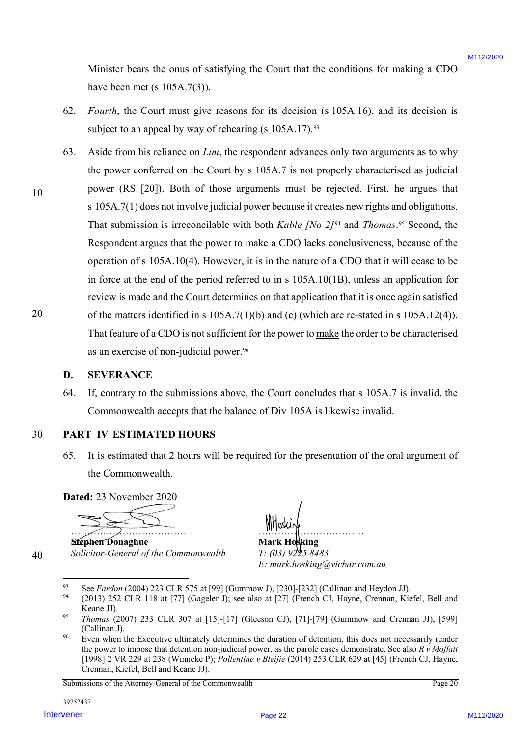Minister bears the onus of satisfying the Court that the conditions for making a CDO have been met (s 105A.7(3)).

62. *Fourth*, the Court must give reasons for its decision (s 105A.16), and its decision is subject to an appeal by way of rehearing (s 105A.17).[93]

63. Aside from his reliance on *Lim*, the respondent advances only two arguments as to why the power conferred on the Court by s 105A.7 is not properly characterised as judicial power (RS [20]). Both of those arguments must be rejected. First, he argues that s 105A.7(1) does not involve judicial power because it creates new rights and obligations. That submission is irreconcilable with both *Kable [No 2]*[94] and *Thomas*.[95] Second, the Respondent argues that the power to make a CDO lacks conclusiveness, because of the operation of s 105A.10(4). However, it is in the nature of a CDO that it will cease to be in force at the end of the period referred to in s 105A.10(1B), unless an application for review is made and the Court determines on that application that it is once again satisfied of the matters identified in s 105A.7(1)(b) and (c) (which are re-stated in s 105A.12(4)). That feature of a CDO is not sufficient for the power to make the order to be characterised as an exercise of non-judicial power.[96]

## D. SEVERANCE

64. If, contrary to the submissions above, the Court concludes that s 105A.7 is invalid, the Commonwealth accepts that the balance of Div 105A is likewise invalid.

## PART IV ESTIMATED HOURS

65. It is estimated that 2 hours will be required for the presentation of the oral argument of the Commonwealth.

**Dated:** 23 November 2020

……………………………… ………………………………
**Stephen Donaghue** **Mark Hosking**
*Solicitor-General of the Commonwealth* *T: (03) 9225 8483*
*E: mark.hosking@vicbar.com.au*

---

[93] See *Fardon* (2004) 223 CLR 575 at [99] (Gummow J), [230]-[232] (Callinan and Heydon JJ).

[94] (2013) 252 CLR 118 at [77] (Gageler J); see also at [27] (French CJ, Hayne, Crennan, Kiefel, Bell and Keane JJ).

[95] *Thomas* (2007) 233 CLR 307 at [15]-[17] (Gleeson CJ), [71]-[79] (Gummow and Crennan JJ), [599] (Callinan J).

[96] Even when the Executive ultimately determines the duration of detention, this does not necessarily render the power to impose that detention non-judicial power, as the parole cases demonstrate. See also *R v Moffatt* [1998] 2 VR 229 at 238 (Winneke P); *Pollentine v Bleijie* (2014) 253 CLR 629 at [45] (French CJ, Hayne, Crennan, Kiefel, Bell and Keane JJ).